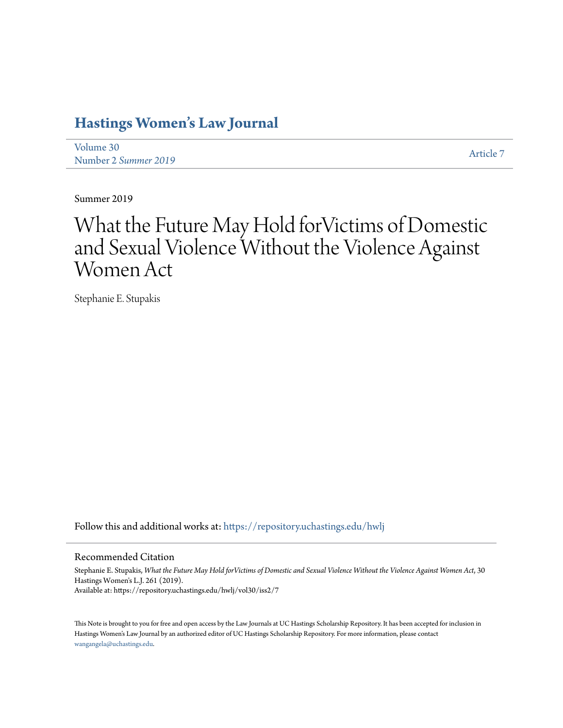# Hastings Women's Law Journal

Volume 30
Number 2 *Summer 2019*

Article 7

Summer 2019

# What the Future May Hold forVictims of Domestic and Sexual Violence Without the Violence Against Women Act

Stephanie E. Stupakis

Follow this and additional works at: https://repository.uchastings.edu/hwlj

## Recommended Citation

Stephanie E. Stupakis, *What the Future May Hold forVictims of Domestic and Sexual Violence Without the Violence Against Women Act*, 30 Hastings Women's L.J. 261 (2019).
Available at: https://repository.uchastings.edu/hwlj/vol30/iss2/7

This Note is brought to you for free and open access by the Law Journals at UC Hastings Scholarship Repository. It has been accepted for inclusion in Hastings Women's Law Journal by an authorized editor of UC Hastings Scholarship Repository. For more information, please contact wangangela@uchastings.edu.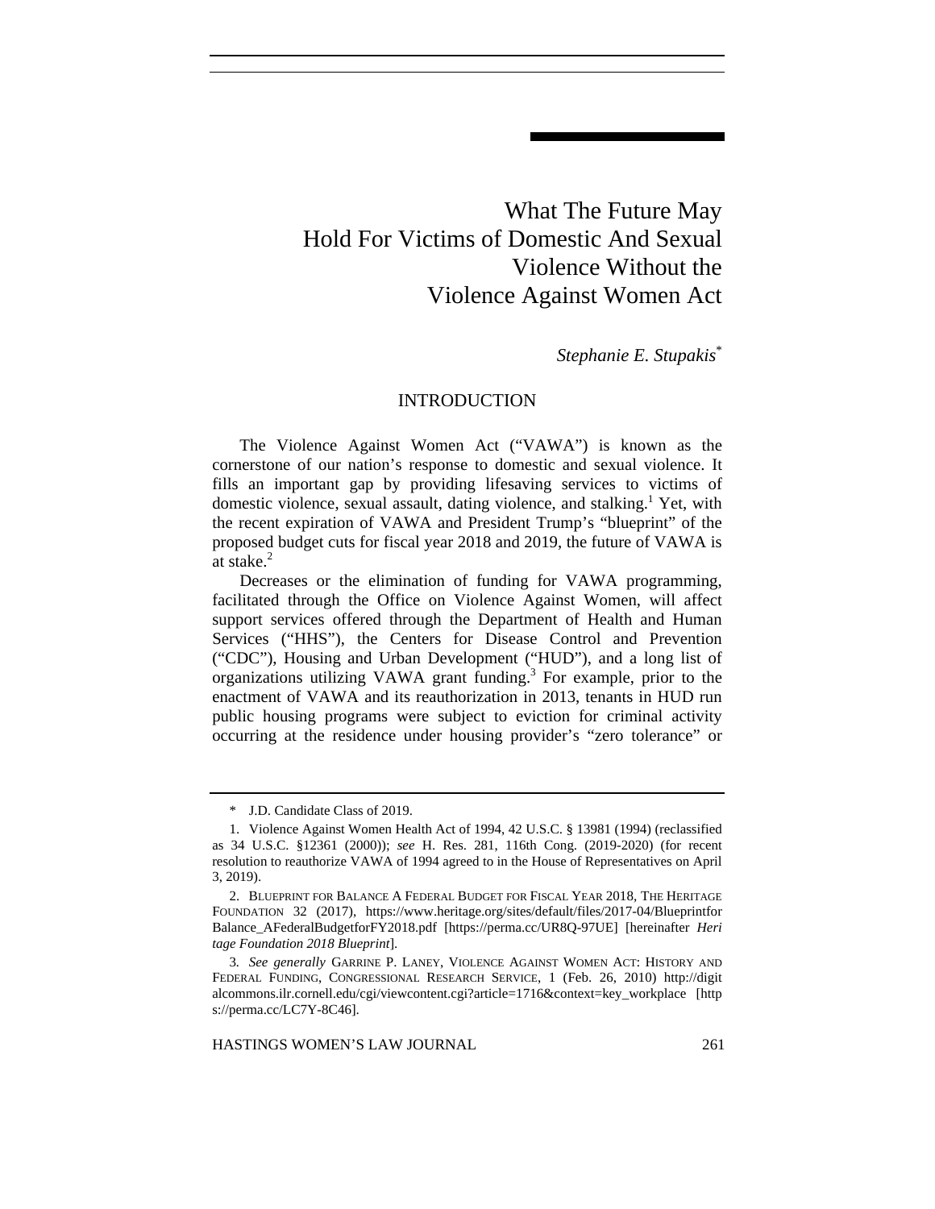# What The Future May Hold For Victims of Domestic And Sexual Violence Without the Violence Against Women Act

*Stephanie E. Stupakis*[*]

## INTRODUCTION

The Violence Against Women Act ("VAWA") is known as the cornerstone of our nation's response to domestic and sexual violence. It fills an important gap by providing lifesaving services to victims of domestic violence, sexual assault, dating violence, and stalking.[1] Yet, with the recent expiration of VAWA and President Trump's "blueprint" of the proposed budget cuts for fiscal year 2018 and 2019, the future of VAWA is at stake.[2]

Decreases or the elimination of funding for VAWA programming, facilitated through the Office on Violence Against Women, will affect support services offered through the Department of Health and Human Services ("HHS"), the Centers for Disease Control and Prevention ("CDC"), Housing and Urban Development ("HUD"), and a long list of organizations utilizing VAWA grant funding.[3] For example, prior to the enactment of VAWA and its reauthorization in 2013, tenants in HUD run public housing programs were subject to eviction for criminal activity occurring at the residence under housing provider's "zero tolerance" or

---

\* J.D. Candidate Class of 2019.

1. Violence Against Women Health Act of 1994, 42 U.S.C. § 13981 (1994) (reclassified as 34 U.S.C. §12361 (2000)); *see* H. Res. 281, 116th Cong. (2019-2020) (for recent resolution to reauthorize VAWA of 1994 agreed to in the House of Representatives on April 3, 2019).

2. BLUEPRINT FOR BALANCE A FEDERAL BUDGET FOR FISCAL YEAR 2018, THE HERITAGE FOUNDATION 32 (2017), https://www.heritage.org/sites/default/files/2017-04/BlueprintforBalance_AFederalBudgetforFY2018.pdf [https://perma.cc/UR8Q-97UE] [hereinafter *Heritage Foundation 2018 Blueprint*].

3. *See generally* GARRINE P. LANEY, VIOLENCE AGAINST WOMEN ACT: HISTORY AND FEDERAL FUNDING, CONGRESSIONAL RESEARCH SERVICE, 1 (Feb. 26, 2010) http://digitalcommons.ilr.cornell.edu/cgi/viewcontent.cgi?article=1716&context=key_workplace [https://perma.cc/LC7Y-8C46].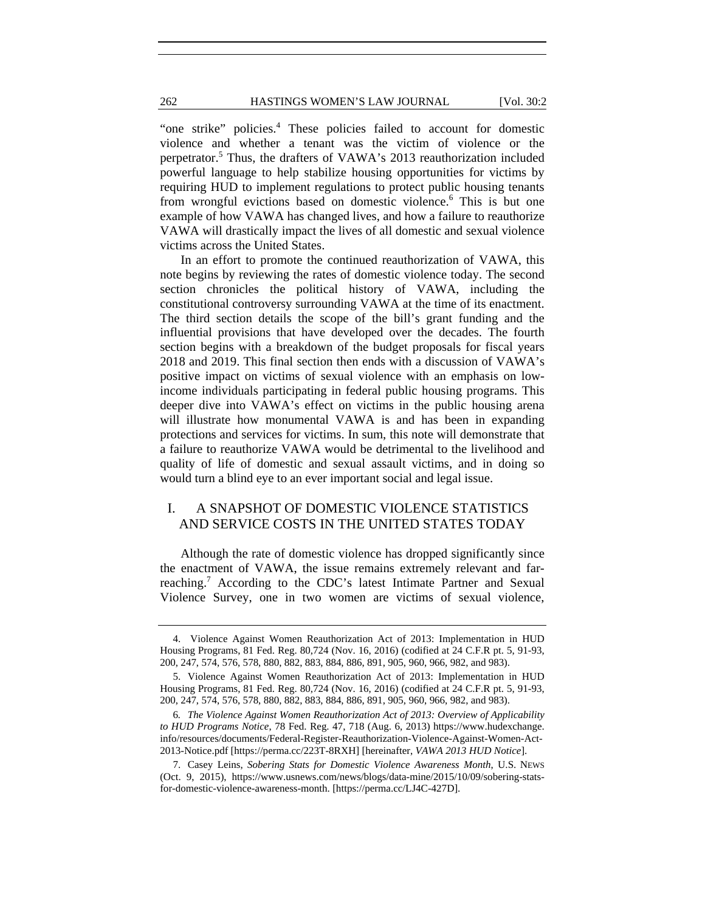"one strike" policies.[4] These policies failed to account for domestic violence and whether a tenant was the victim of violence or the perpetrator.[5] Thus, the drafters of VAWA's 2013 reauthorization included powerful language to help stabilize housing opportunities for victims by requiring HUD to implement regulations to protect public housing tenants from wrongful evictions based on domestic violence.[6] This is but one example of how VAWA has changed lives, and how a failure to reauthorize VAWA will drastically impact the lives of all domestic and sexual violence victims across the United States.

In an effort to promote the continued reauthorization of VAWA, this note begins by reviewing the rates of domestic violence today. The second section chronicles the political history of VAWA, including the constitutional controversy surrounding VAWA at the time of its enactment. The third section details the scope of the bill's grant funding and the influential provisions that have developed over the decades. The fourth section begins with a breakdown of the budget proposals for fiscal years 2018 and 2019. This final section then ends with a discussion of VAWA's positive impact on victims of sexual violence with an emphasis on low-income individuals participating in federal public housing programs. This deeper dive into VAWA's effect on victims in the public housing arena will illustrate how monumental VAWA is and has been in expanding protections and services for victims. In sum, this note will demonstrate that a failure to reauthorize VAWA would be detrimental to the livelihood and quality of life of domestic and sexual assault victims, and in doing so would turn a blind eye to an ever important social and legal issue.

## I. A SNAPSHOT OF DOMESTIC VIOLENCE STATISTICS AND SERVICE COSTS IN THE UNITED STATES TODAY

Although the rate of domestic violence has dropped significantly since the enactment of VAWA, the issue remains extremely relevant and far-reaching.[7] According to the CDC's latest Intimate Partner and Sexual Violence Survey, one in two women are victims of sexual violence,

---

4. Violence Against Women Reauthorization Act of 2013: Implementation in HUD Housing Programs, 81 Fed. Reg. 80,724 (Nov. 16, 2016) (codified at 24 C.F.R pt. 5, 91-93, 200, 247, 574, 576, 578, 880, 882, 883, 884, 886, 891, 905, 960, 966, 982, and 983).

5. Violence Against Women Reauthorization Act of 2013: Implementation in HUD Housing Programs, 81 Fed. Reg. 80,724 (Nov. 16, 2016) (codified at 24 C.F.R pt. 5, 91-93, 200, 247, 574, 576, 578, 880, 882, 883, 884, 886, 891, 905, 960, 966, 982, and 983).

6. *The Violence Against Women Reauthorization Act of 2013: Overview of Applicability to HUD Programs Notice*, 78 Fed. Reg. 47, 718 (Aug. 6, 2013) https://www.hudexchange.info/resources/documents/Federal-Register-Reauthorization-Violence-Against-Women-Act-2013-Notice.pdf [https://perma.cc/223T-8RXH] [hereinafter, *VAWA 2013 HUD Notice*].

7. Casey Leins, *Sobering Stats for Domestic Violence Awareness Month*, U.S. NEWS (Oct. 9, 2015), https://www.usnews.com/news/blogs/data-mine/2015/10/09/sobering-stats-for-domestic-violence-awareness-month. [https://perma.cc/LJ4C-427D].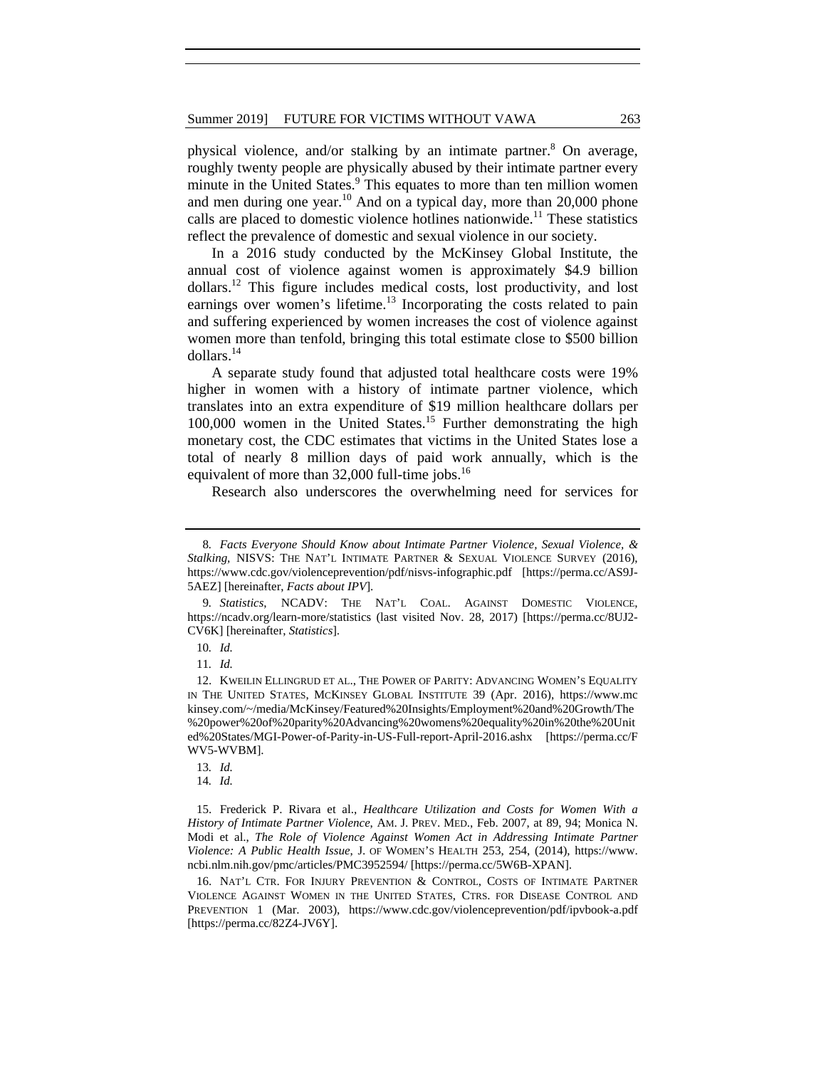physical violence, and/or stalking by an intimate partner.[8] On average, roughly twenty people are physically abused by their intimate partner every minute in the United States.[9] This equates to more than ten million women and men during one year.[10] And on a typical day, more than 20,000 phone calls are placed to domestic violence hotlines nationwide.[11] These statistics reflect the prevalence of domestic and sexual violence in our society.

In a 2016 study conducted by the McKinsey Global Institute, the annual cost of violence against women is approximately $4.9 billion dollars.[12] This figure includes medical costs, lost productivity, and lost earnings over women's lifetime.[13] Incorporating the costs related to pain and suffering experienced by women increases the cost of violence against women more than tenfold, bringing this total estimate close to $500 billion dollars.[14]

A separate study found that adjusted total healthcare costs were 19% higher in women with a history of intimate partner violence, which translates into an extra expenditure of $19 million healthcare dollars per 100,000 women in the United States.[15] Further demonstrating the high monetary cost, the CDC estimates that victims in the United States lose a total of nearly 8 million days of paid work annually, which is the equivalent of more than 32,000 full-time jobs.[16]

Research also underscores the overwhelming need for services for

---

8. *Facts Everyone Should Know about Intimate Partner Violence, Sexual Violence, & Stalking*, NISVS: THE NAT'L INTIMATE PARTNER & SEXUAL VIOLENCE SURVEY (2016), https://www.cdc.gov/violenceprevention/pdf/nisvs-infographic.pdf [https://perma.cc/AS9J-5AEZ] [hereinafter, *Facts about IPV*].

9. *Statistics*, NCADV: THE NAT'L COAL. AGAINST DOMESTIC VIOLENCE, https://ncadv.org/learn-more/statistics (last visited Nov. 28, 2017) [https://perma.cc/8UJ2-CV6K] [hereinafter, *Statistics*].

10. *Id.*

11. *Id.*

12. KWEILIN ELLINGRUD ET AL., THE POWER OF PARITY: ADVANCING WOMEN'S EQUALITY IN THE UNITED STATES, MCKINSEY GLOBAL INSTITUTE 39 (Apr. 2016), https://www.mckinsey.com/~/media/McKinsey/Featured%20Insights/Employment%20and%20Growth/The%20power%20of%20parity%20Advancing%20womens%20equality%20in%20the%20United%20States/MGI-Power-of-Parity-in-US-Full-report-April-2016.ashx [https://perma.cc/FWV5-WVBM].

13. *Id.*

14. *Id.*

15. Frederick P. Rivara et al., *Healthcare Utilization and Costs for Women With a History of Intimate Partner Violence*, AM. J. PREV. MED., Feb. 2007, at 89, 94; Monica N. Modi et al., *The Role of Violence Against Women Act in Addressing Intimate Partner Violence: A Public Health Issue*, J. OF WOMEN'S HEALTH 253, 254, (2014), https://www.ncbi.nlm.nih.gov/pmc/articles/PMC3952594/ [https://perma.cc/5W6B-XPAN].

16. NAT'L CTR. FOR INJURY PREVENTION & CONTROL, COSTS OF INTIMATE PARTNER VIOLENCE AGAINST WOMEN IN THE UNITED STATES, CTRS. FOR DISEASE CONTROL AND PREVENTION 1 (Mar. 2003), https://www.cdc.gov/violenceprevention/pdf/ipvbook-a.pdf [https://perma.cc/82Z4-JV6Y].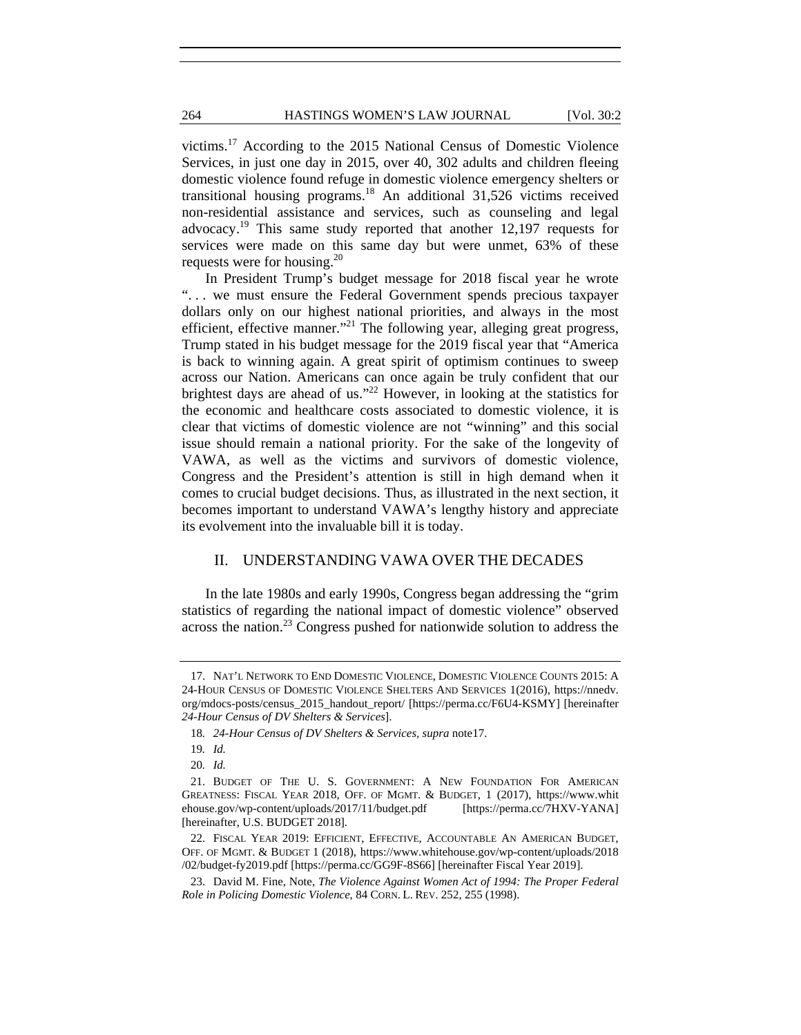victims.[17] According to the 2015 National Census of Domestic Violence Services, in just one day in 2015, over 40, 302 adults and children fleeing domestic violence found refuge in domestic violence emergency shelters or transitional housing programs.[18] An additional 31,526 victims received non-residential assistance and services, such as counseling and legal advocacy.[19] This same study reported that another 12,197 requests for services were made on this same day but were unmet, 63% of these requests were for housing.[20]

In President Trump's budget message for 2018 fiscal year he wrote ". . . we must ensure the Federal Government spends precious taxpayer dollars only on our highest national priorities, and always in the most efficient, effective manner."[21] The following year, alleging great progress, Trump stated in his budget message for the 2019 fiscal year that "America is back to winning again. A great spirit of optimism continues to sweep across our Nation. Americans can once again be truly confident that our brightest days are ahead of us."[22] However, in looking at the statistics for the economic and healthcare costs associated to domestic violence, it is clear that victims of domestic violence are not "winning" and this social issue should remain a national priority. For the sake of the longevity of VAWA, as well as the victims and survivors of domestic violence, Congress and the President's attention is still in high demand when it comes to crucial budget decisions. Thus, as illustrated in the next section, it becomes important to understand VAWA's lengthy history and appreciate its evolvement into the invaluable bill it is today.

## II. UNDERSTANDING VAWA OVER THE DECADES

In the late 1980s and early 1990s, Congress began addressing the "grim statistics of regarding the national impact of domestic violence" observed across the nation.[23] Congress pushed for nationwide solution to address the

---

17. NAT'L NETWORK TO END DOMESTIC VIOLENCE, DOMESTIC VIOLENCE COUNTS 2015: A 24-HOUR CENSUS OF DOMESTIC VIOLENCE SHELTERS AND SERVICES 1(2016), https://nnedv.org/mdocs-posts/census_2015_handout_report/ [https://perma.cc/F6U4-KSMY] [hereinafter *24-Hour Census of DV Shelters & Services*].

18. *24-Hour Census of DV Shelters & Services*, *supra* note17.

19. *Id.*

20. *Id.*

21. BUDGET OF THE U. S. GOVERNMENT: A NEW FOUNDATION FOR AMERICAN GREATNESS: FISCAL YEAR 2018, OFF. OF MGMT. & BUDGET, 1 (2017), https://www.whitehouse.gov/wp-content/uploads/2017/11/budget.pdf [https://perma.cc/7HXV-YANA] [hereinafter, U.S. BUDGET 2018].

22. FISCAL YEAR 2019: EFFICIENT, EFFECTIVE, ACCOUNTABLE AN AMERICAN BUDGET, OFF. OF MGMT. & BUDGET 1 (2018), https://www.whitehouse.gov/wp-content/uploads/2018/02/budget-fy2019.pdf [https://perma.cc/GG9F-8S66] [hereinafter Fiscal Year 2019].

23. David M. Fine, Note, *The Violence Against Women Act of 1994: The Proper Federal Role in Policing Domestic Violence*, 84 CORN. L. REV. 252, 255 (1998).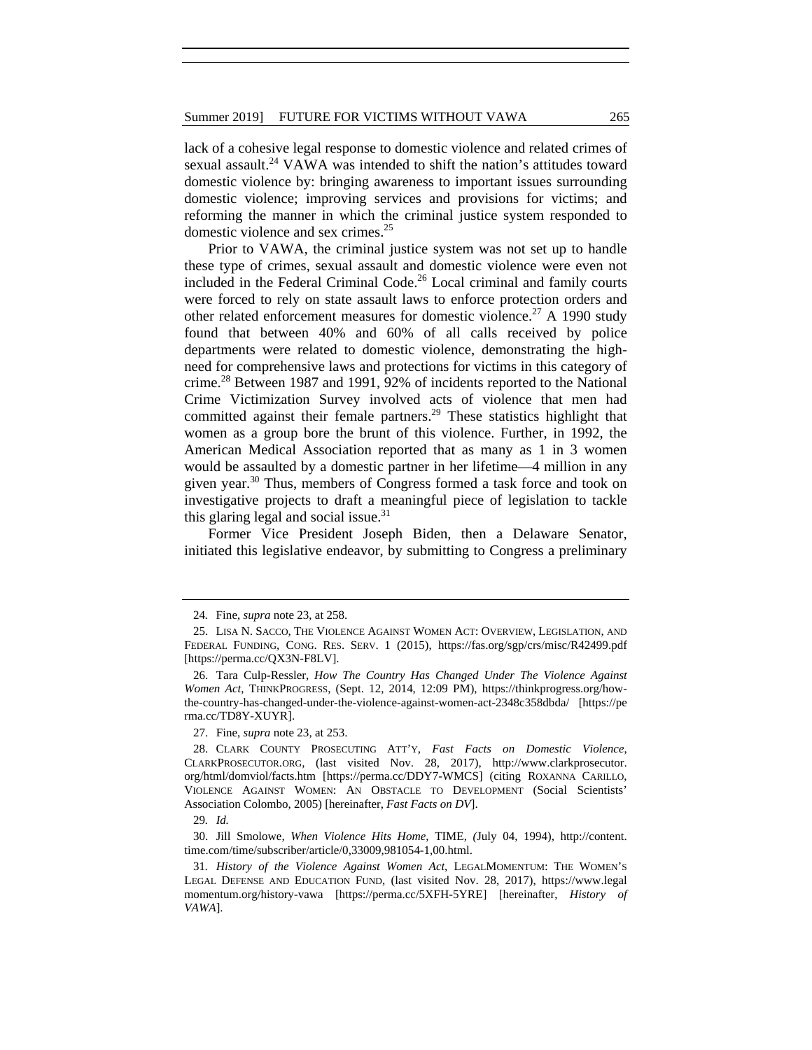lack of a cohesive legal response to domestic violence and related crimes of sexual assault.[24] VAWA was intended to shift the nation's attitudes toward domestic violence by: bringing awareness to important issues surrounding domestic violence; improving services and provisions for victims; and reforming the manner in which the criminal justice system responded to domestic violence and sex crimes.[25]

Prior to VAWA, the criminal justice system was not set up to handle these type of crimes, sexual assault and domestic violence were even not included in the Federal Criminal Code.[26] Local criminal and family courts were forced to rely on state assault laws to enforce protection orders and other related enforcement measures for domestic violence.[27] A 1990 study found that between 40% and 60% of all calls received by police departments were related to domestic violence, demonstrating the high-need for comprehensive laws and protections for victims in this category of crime.[28] Between 1987 and 1991, 92% of incidents reported to the National Crime Victimization Survey involved acts of violence that men had committed against their female partners.[29] These statistics highlight that women as a group bore the brunt of this violence. Further, in 1992, the American Medical Association reported that as many as 1 in 3 women would be assaulted by a domestic partner in her lifetime—4 million in any given year.[30] Thus, members of Congress formed a task force and took on investigative projects to draft a meaningful piece of legislation to tackle this glaring legal and social issue.[31]

Former Vice President Joseph Biden, then a Delaware Senator, initiated this legislative endeavor, by submitting to Congress a preliminary

---

24. Fine, *supra* note 23, at 258.

25. LISA N. SACCO, THE VIOLENCE AGAINST WOMEN ACT: OVERVIEW, LEGISLATION, AND FEDERAL FUNDING, CONG. RES. SERV. 1 (2015), https://fas.org/sgp/crs/misc/R42499.pdf [https://perma.cc/QX3N-F8LV].

26. Tara Culp-Ressler, *How The Country Has Changed Under The Violence Against Women Act*, THINKPROGRESS, (Sept. 12, 2014, 12:09 PM), https://thinkprogress.org/how-the-country-has-changed-under-the-violence-against-women-act-2348c358dbda/ [https://perma.cc/TD8Y-XUYR].

27. Fine, *supra* note 23, at 253.

28. CLARK COUNTY PROSECUTING ATT'Y, *Fast Facts on Domestic Violence*, CLARKPROSECUTOR.ORG, (last visited Nov. 28, 2017), http://www.clarkprosecutor.org/html/domviol/facts.htm [https://perma.cc/DDY7-WMCS] (citing ROXANNA CARILLO, VIOLENCE AGAINST WOMEN: AN OBSTACLE TO DEVELOPMENT (Social Scientists' Association Colombo, 2005) [hereinafter, *Fast Facts on DV*].

29. *Id.*

30. Jill Smolowe, *When Violence Hits Home*, TIME, (July 04, 1994), http://content.time.com/time/subscriber/article/0,33009,981054-1,00.html.

31. *History of the Violence Against Women Act*, LEGALMOMENTUM: THE WOMEN'S LEGAL DEFENSE AND EDUCATION FUND, (last visited Nov. 28, 2017), https://www.legalmomentum.org/history-vawa [https://perma.cc/5XFH-5YRE] [hereinafter, *History of VAWA*].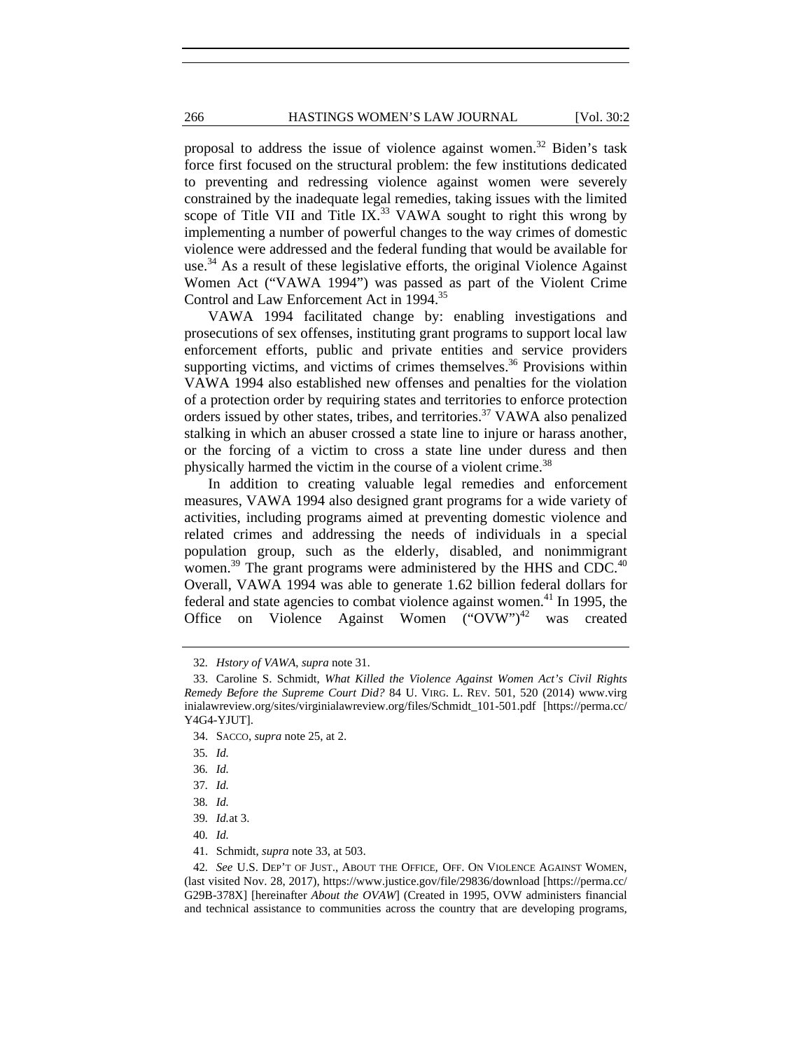proposal to address the issue of violence against women.[32] Biden's task force first focused on the structural problem: the few institutions dedicated to preventing and redressing violence against women were severely constrained by the inadequate legal remedies, taking issues with the limited scope of Title VII and Title IX.[33] VAWA sought to right this wrong by implementing a number of powerful changes to the way crimes of domestic violence were addressed and the federal funding that would be available for use.[34] As a result of these legislative efforts, the original Violence Against Women Act ("VAWA 1994") was passed as part of the Violent Crime Control and Law Enforcement Act in 1994.[35]

VAWA 1994 facilitated change by: enabling investigations and prosecutions of sex offenses, instituting grant programs to support local law enforcement efforts, public and private entities and service providers supporting victims, and victims of crimes themselves.[36] Provisions within VAWA 1994 also established new offenses and penalties for the violation of a protection order by requiring states and territories to enforce protection orders issued by other states, tribes, and territories.[37] VAWA also penalized stalking in which an abuser crossed a state line to injure or harass another, or the forcing of a victim to cross a state line under duress and then physically harmed the victim in the course of a violent crime.[38]

In addition to creating valuable legal remedies and enforcement measures, VAWA 1994 also designed grant programs for a wide variety of activities, including programs aimed at preventing domestic violence and related crimes and addressing the needs of individuals in a special population group, such as the elderly, disabled, and nonimmigrant women.[39] The grant programs were administered by the HHS and CDC.[40] Overall, VAWA 1994 was able to generate 1.62 billion federal dollars for federal and state agencies to combat violence against women.[41] In 1995, the Office on Violence Against Women ("OVW")[42] was created

---

32. *Hstory of VAWA*, *supra* note 31.

33. Caroline S. Schmidt, *What Killed the Violence Against Women Act's Civil Rights Remedy Before the Supreme Court Did?* 84 U. VIRG. L. REV. 501, 520 (2014) www.virginialawreview.org/sites/virginialawreview.org/files/Schmidt_101-501.pdf [https://perma.cc/Y4G4-YJUT].

34. SACCO, *supra* note 25, at 2.

35. *Id.*

36. *Id.*

37. *Id.*

38. *Id.*

39. *Id.* at 3.

40. *Id.*

41. Schmidt, *supra* note 33, at 503.

42. *See* U.S. DEP'T OF JUST., ABOUT THE OFFICE, OFF. ON VIOLENCE AGAINST WOMEN, (last visited Nov. 28, 2017), https://www.justice.gov/file/29836/download [https://perma.cc/G29B-378X] [hereinafter *About the OVAW*] (Created in 1995, OVW administers financial and technical assistance to communities across the country that are developing programs,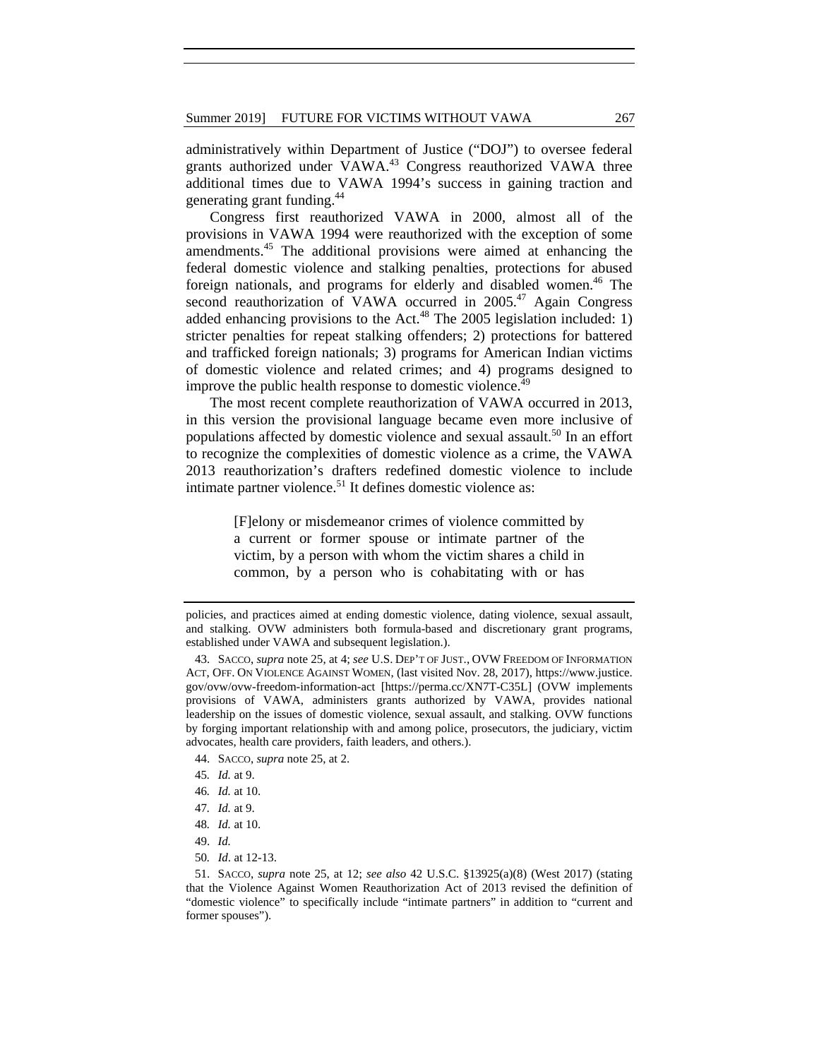administratively within Department of Justice ("DOJ") to oversee federal grants authorized under VAWA.[43] Congress reauthorized VAWA three additional times due to VAWA 1994's success in gaining traction and generating grant funding.[44]

Congress first reauthorized VAWA in 2000, almost all of the provisions in VAWA 1994 were reauthorized with the exception of some amendments.[45] The additional provisions were aimed at enhancing the federal domestic violence and stalking penalties, protections for abused foreign nationals, and programs for elderly and disabled women.[46] The second reauthorization of VAWA occurred in 2005.[47] Again Congress added enhancing provisions to the Act.[48] The 2005 legislation included: 1) stricter penalties for repeat stalking offenders; 2) protections for battered and trafficked foreign nationals; 3) programs for American Indian victims of domestic violence and related crimes; and 4) programs designed to improve the public health response to domestic violence.[49]

The most recent complete reauthorization of VAWA occurred in 2013, in this version the provisional language became even more inclusive of populations affected by domestic violence and sexual assault.[50] In an effort to recognize the complexities of domestic violence as a crime, the VAWA 2013 reauthorization's drafters redefined domestic violence to include intimate partner violence.[51] It defines domestic violence as:

> [F]elony or misdemeanor crimes of violence committed by a current or former spouse or intimate partner of the victim, by a person with whom the victim shares a child in common, by a person who is cohabitating with or has

---

policies, and practices aimed at ending domestic violence, dating violence, sexual assault, and stalking. OVW administers both formula-based and discretionary grant programs, established under VAWA and subsequent legislation.).

43. SACCO, *supra* note 25, at 4; *see* U.S. DEP'T OF JUST., OVW FREEDOM OF INFORMATION ACT, OFF. ON VIOLENCE AGAINST WOMEN, (last visited Nov. 28, 2017), https://www.justice.gov/ovw/ovw-freedom-information-act [https://perma.cc/XN7T-C35L] (OVW implements provisions of VAWA, administers grants authorized by VAWA, provides national leadership on the issues of domestic violence, sexual assault, and stalking. OVW functions by forging important relationship with and among police, prosecutors, the judiciary, victim advocates, health care providers, faith leaders, and others.).

44. SACCO, *supra* note 25, at 2.

45. *Id.* at 9.

46. *Id.* at 10.

47. *Id.* at 9.

48. *Id.* at 10.

49. *Id.*

50. *Id*. at 12-13.

51. SACCO, *supra* note 25, at 12; *see also* 42 U.S.C. §13925(a)(8) (West 2017) (stating that the Violence Against Women Reauthorization Act of 2013 revised the definition of "domestic violence" to specifically include "intimate partners" in addition to "current and former spouses").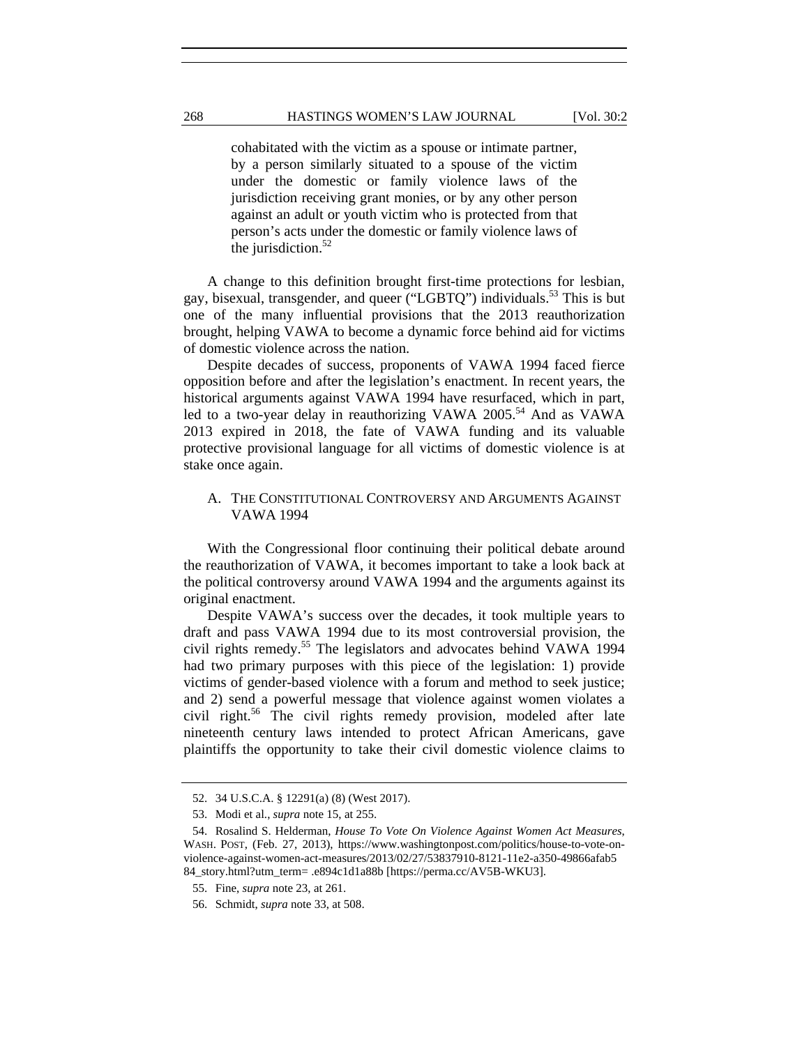> cohabitated with the victim as a spouse or intimate partner, by a person similarly situated to a spouse of the victim under the domestic or family violence laws of the jurisdiction receiving grant monies, or by any other person against an adult or youth victim who is protected from that person's acts under the domestic or family violence laws of the jurisdiction.[52]

A change to this definition brought first-time protections for lesbian, gay, bisexual, transgender, and queer ("LGBTQ") individuals.[53] This is but one of the many influential provisions that the 2013 reauthorization brought, helping VAWA to become a dynamic force behind aid for victims of domestic violence across the nation.

Despite decades of success, proponents of VAWA 1994 faced fierce opposition before and after the legislation's enactment. In recent years, the historical arguments against VAWA 1994 have resurfaced, which in part, led to a two-year delay in reauthorizing VAWA 2005.[54] And as VAWA 2013 expired in 2018, the fate of VAWA funding and its valuable protective provisional language for all victims of domestic violence is at stake once again.

### A. The Constitutional Controversy and Arguments Against VAWA 1994

With the Congressional floor continuing their political debate around the reauthorization of VAWA, it becomes important to take a look back at the political controversy around VAWA 1994 and the arguments against its original enactment.

Despite VAWA's success over the decades, it took multiple years to draft and pass VAWA 1994 due to its most controversial provision, the civil rights remedy.[55] The legislators and advocates behind VAWA 1994 had two primary purposes with this piece of the legislation: 1) provide victims of gender-based violence with a forum and method to seek justice; and 2) send a powerful message that violence against women violates a civil right.[56] The civil rights remedy provision, modeled after late nineteenth century laws intended to protect African Americans, gave plaintiffs the opportunity to take their civil domestic violence claims to

---

52. 34 U.S.C.A. § 12291(a) (8) (West 2017).

53. Modi et al., *supra* note 15, at 255.

54. Rosalind S. Helderman, *House To Vote On Violence Against Women Act Measures*, WASH. POST, (Feb. 27, 2013), https://www.washingtonpost.com/politics/house-to-vote-on-violence-against-women-act-measures/2013/02/27/53837910-8121-11e2-a350-49866afab584_story.html?utm_term= .e894c1d1a88b [https://perma.cc/AV5B-WKU3].

55. Fine, *supra* note 23, at 261.

56. Schmidt, *supra* note 33, at 508.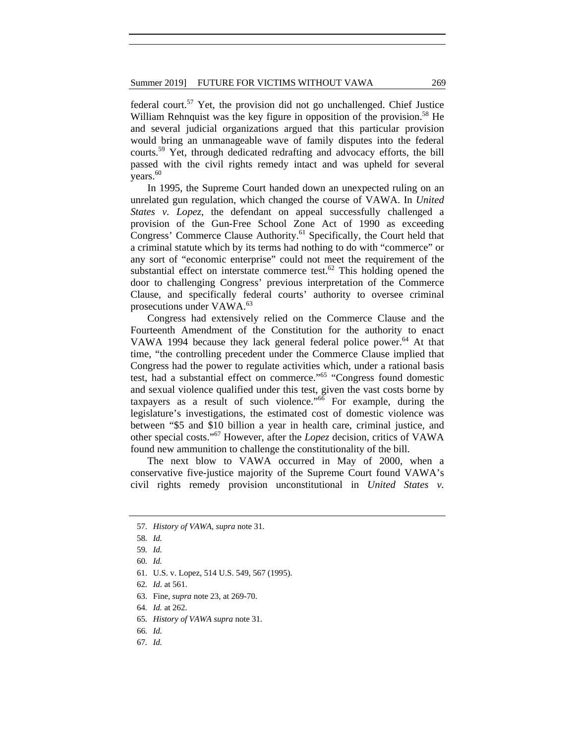federal court.[57] Yet, the provision did not go unchallenged. Chief Justice William Rehnquist was the key figure in opposition of the provision.[58] He and several judicial organizations argued that this particular provision would bring an unmanageable wave of family disputes into the federal courts.[59] Yet, through dedicated redrafting and advocacy efforts, the bill passed with the civil rights remedy intact and was upheld for several years.[60]

In 1995, the Supreme Court handed down an unexpected ruling on an unrelated gun regulation, which changed the course of VAWA. In *United States v. Lopez*, the defendant on appeal successfully challenged a provision of the Gun-Free School Zone Act of 1990 as exceeding Congress' Commerce Clause Authority.[61] Specifically, the Court held that a criminal statute which by its terms had nothing to do with "commerce" or any sort of "economic enterprise" could not meet the requirement of the substantial effect on interstate commerce test.[62] This holding opened the door to challenging Congress' previous interpretation of the Commerce Clause, and specifically federal courts' authority to oversee criminal prosecutions under VAWA.[63]

Congress had extensively relied on the Commerce Clause and the Fourteenth Amendment of the Constitution for the authority to enact VAWA 1994 because they lack general federal police power.[64] At that time, "the controlling precedent under the Commerce Clause implied that Congress had the power to regulate activities which, under a rational basis test, had a substantial effect on commerce."[65] "Congress found domestic and sexual violence qualified under this test, given the vast costs borne by taxpayers as a result of such violence."[66] For example, during the legislature's investigations, the estimated cost of domestic violence was between "$5 and $10 billion a year in health care, criminal justice, and other special costs."[67] However, after the *Lopez* decision, critics of VAWA found new ammunition to challenge the constitutionality of the bill.

The next blow to VAWA occurred in May of 2000, when a conservative five-justice majority of the Supreme Court found VAWA's civil rights remedy provision unconstitutional in *United States v.*

57. *History of VAWA*, *supra* note 31.

58. *Id.*

59. *Id.*

60. *Id.*

61. U.S. v. Lopez, 514 U.S. 549, 567 (1995).

62. *Id*. at 561.

63. Fine, *supra* note 23, at 269-70.

64. *Id.* at 262.

65. *History of VAWA supra* note 31.

66. *Id.*

67. *Id.*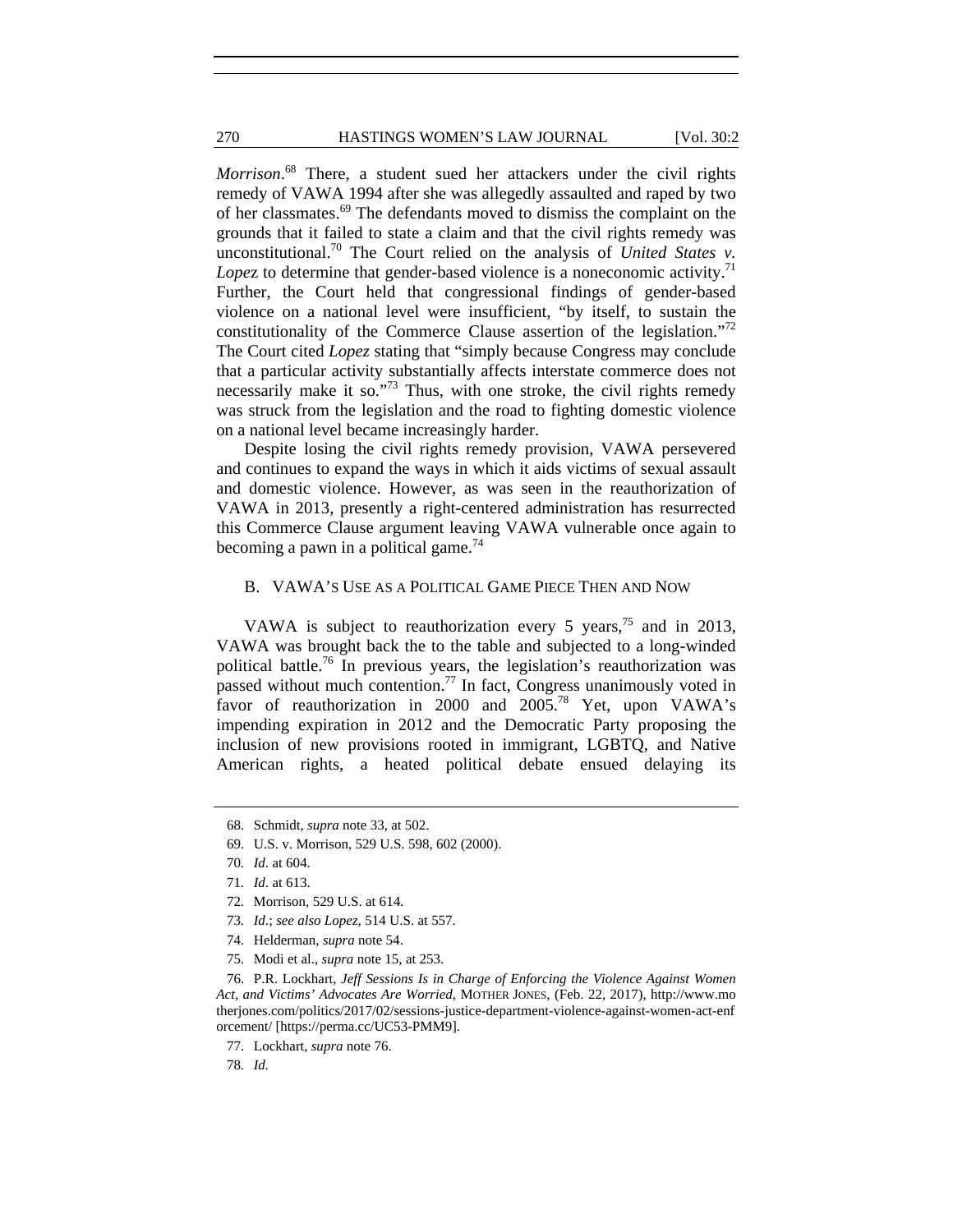*Morrison*.[68] There, a student sued her attackers under the civil rights remedy of VAWA 1994 after she was allegedly assaulted and raped by two of her classmates.[69] The defendants moved to dismiss the complaint on the grounds that it failed to state a claim and that the civil rights remedy was unconstitutional.[70] The Court relied on the analysis of *United States v. Lopez* to determine that gender-based violence is a noneconomic activity.[71] Further, the Court held that congressional findings of gender-based violence on a national level were insufficient, "by itself, to sustain the constitutionality of the Commerce Clause assertion of the legislation."[72] The Court cited *Lopez* stating that "simply because Congress may conclude that a particular activity substantially affects interstate commerce does not necessarily make it so."[73] Thus, with one stroke, the civil rights remedy was struck from the legislation and the road to fighting domestic violence on a national level became increasingly harder.

Despite losing the civil rights remedy provision, VAWA persevered and continues to expand the ways in which it aids victims of sexual assault and domestic violence. However, as was seen in the reauthorization of VAWA in 2013, presently a right-centered administration has resurrected this Commerce Clause argument leaving VAWA vulnerable once again to becoming a pawn in a political game.[74]

### B. VAWA'S USE AS A POLITICAL GAME PIECE THEN AND NOW

VAWA is subject to reauthorization every 5 years,[75] and in 2013, VAWA was brought back the to the table and subjected to a long-winded political battle.[76] In previous years, the legislation's reauthorization was passed without much contention.[77] In fact, Congress unanimously voted in favor of reauthorization in 2000 and 2005.[78] Yet, upon VAWA's impending expiration in 2012 and the Democratic Party proposing the inclusion of new provisions rooted in immigrant, LGBTQ, and Native American rights, a heated political debate ensued delaying its

---

68. Schmidt, *supra* note 33, at 502.

69. U.S. v. Morrison, 529 U.S. 598, 602 (2000).

70. *Id*. at 604.

71. *Id*. at 613.

72. Morrison, 529 U.S. at 614.

73. *Id*.; *see also Lopez,* 514 U.S. at 557.

74. Helderman, *supra* note 54.

75. Modi et al., *supra* note 15, at 253.

76. P.R. Lockhart, *Jeff Sessions Is in Charge of Enforcing the Violence Against Women Act, and Victims' Advocates Are Worried*, MOTHER JONES, (Feb. 22, 2017), http://www.motherjones.com/politics/2017/02/sessions-justice-department-violence-against-women-act-enforcement/ [https://perma.cc/UC53-PMM9].

77. Lockhart, *supra* note 76.

78. *Id.*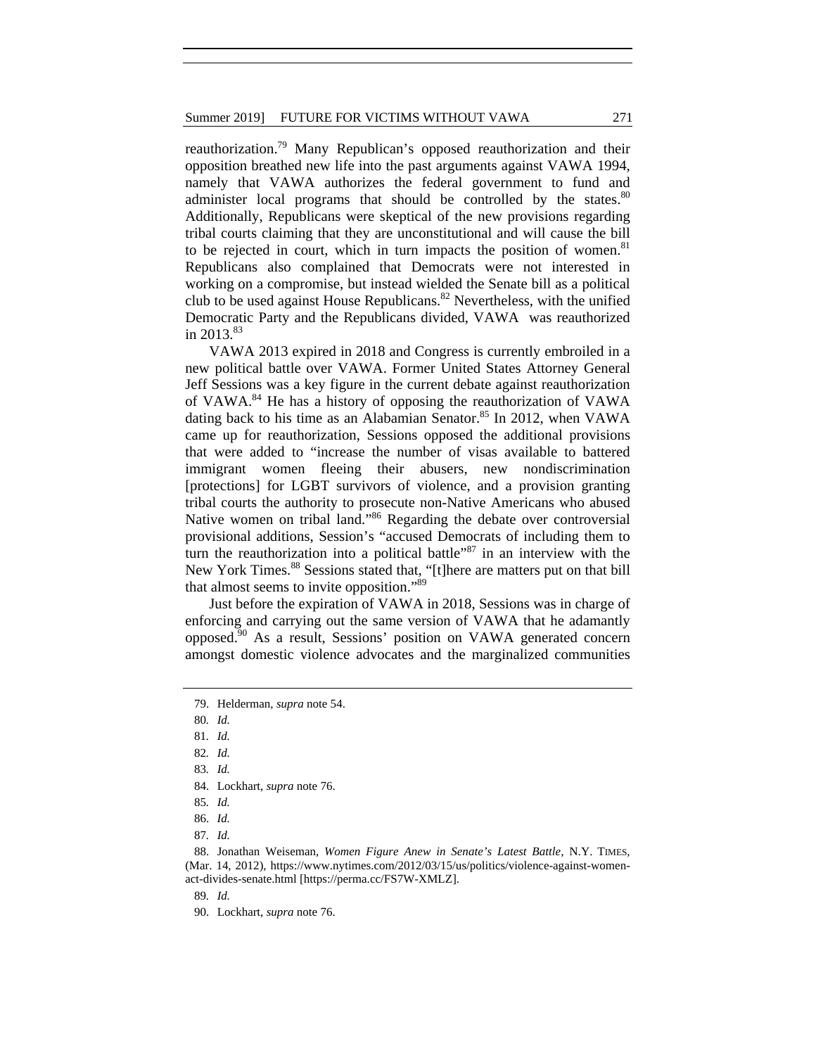reauthorization.[79] Many Republican's opposed reauthorization and their opposition breathed new life into the past arguments against VAWA 1994, namely that VAWA authorizes the federal government to fund and administer local programs that should be controlled by the states.[80] Additionally, Republicans were skeptical of the new provisions regarding tribal courts claiming that they are unconstitutional and will cause the bill to be rejected in court, which in turn impacts the position of women.[81] Republicans also complained that Democrats were not interested in working on a compromise, but instead wielded the Senate bill as a political club to be used against House Republicans.[82] Nevertheless, with the unified Democratic Party and the Republicans divided, VAWA was reauthorized in 2013.[83]

VAWA 2013 expired in 2018 and Congress is currently embroiled in a new political battle over VAWA. Former United States Attorney General Jeff Sessions was a key figure in the current debate against reauthorization of VAWA.[84] He has a history of opposing the reauthorization of VAWA dating back to his time as an Alabamian Senator.[85] In 2012, when VAWA came up for reauthorization, Sessions opposed the additional provisions that were added to "increase the number of visas available to battered immigrant women fleeing their abusers, new nondiscrimination [protections] for LGBT survivors of violence, and a provision granting tribal courts the authority to prosecute non-Native Americans who abused Native women on tribal land."[86] Regarding the debate over controversial provisional additions, Session's "accused Democrats of including them to turn the reauthorization into a political battle"[87] in an interview with the New York Times.[88] Sessions stated that, "[t]here are matters put on that bill that almost seems to invite opposition."[89]

Just before the expiration of VAWA in 2018, Sessions was in charge of enforcing and carrying out the same version of VAWA that he adamantly opposed.[90] As a result, Sessions' position on VAWA generated concern amongst domestic violence advocates and the marginalized communities

79. Helderman, *supra* note 54.

80. *Id.*

81. *Id.*

82. *Id.*

83. *Id.*

84. Lockhart, *supra* note 76.

85. *Id.*

86. *Id.*

87. *Id.*

88. Jonathan Weiseman, *Women Figure Anew in Senate's Latest Battle*, N.Y. TIMES, (Mar. 14, 2012), https://www.nytimes.com/2012/03/15/us/politics/violence-against-women-act-divides-senate.html [https://perma.cc/FS7W-XMLZ].

89. *Id.*

90. Lockhart, *supra* note 76.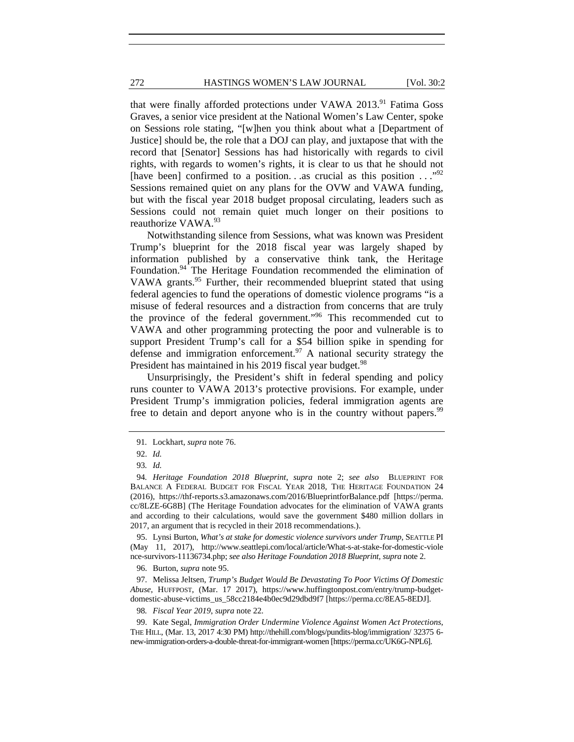that were finally afforded protections under VAWA 2013.[91] Fatima Goss Graves, a senior vice president at the National Women's Law Center, spoke on Sessions role stating, "[w]hen you think about what a [Department of Justice] should be, the role that a DOJ can play, and juxtapose that with the record that [Senator] Sessions has had historically with regards to civil rights, with regards to women's rights, it is clear to us that he should not [have been] confirmed to a position. . .as crucial as this position . . ."[92] Sessions remained quiet on any plans for the OVW and VAWA funding, but with the fiscal year 2018 budget proposal circulating, leaders such as Sessions could not remain quiet much longer on their positions to reauthorize VAWA.[93]

Notwithstanding silence from Sessions, what was known was President Trump's blueprint for the 2018 fiscal year was largely shaped by information published by a conservative think tank, the Heritage Foundation.[94] The Heritage Foundation recommended the elimination of VAWA grants.[95] Further, their recommended blueprint stated that using federal agencies to fund the operations of domestic violence programs "is a misuse of federal resources and a distraction from concerns that are truly the province of the federal government."[96] This recommended cut to VAWA and other programming protecting the poor and vulnerable is to support President Trump's call for a $54 billion spike in spending for defense and immigration enforcement.[97] A national security strategy the President has maintained in his 2019 fiscal year budget.[98]

Unsurprisingly, the President's shift in federal spending and policy runs counter to VAWA 2013's protective provisions. For example, under President Trump's immigration policies, federal immigration agents are free to detain and deport anyone who is in the country without papers.[99]

---

91. Lockhart, *supra* note 76.

92. *Id.*

93. *Id.*

94. *Heritage Foundation 2018 Blueprint*, *supra* note 2; *see also* BLUEPRINT FOR BALANCE A FEDERAL BUDGET FOR FISCAL YEAR 2018, THE HERITAGE FOUNDATION 24 (2016), https://thf-reports.s3.amazonaws.com/2016/BlueprintforBalance.pdf [https://perma.cc/8LZE-6G8B] (The Heritage Foundation advocates for the elimination of VAWA grants and according to their calculations, would save the government $480 million dollars in 2017, an argument that is recycled in their 2018 recommendations.).

95. Lynsi Burton, *What's at stake for domestic violence survivors under Trump*, SEATTLE PI (May 11, 2017), http://www.seattlepi.com/local/article/What-s-at-stake-for-domestic-violence-survivors-11136734.php; *see also Heritage Foundation 2018 Blueprint*, *supra* note 2.

96. Burton, *supra* note 95.

97. Melissa Jeltsen, *Trump's Budget Would Be Devastating To Poor Victims Of Domestic Abuse*, HUFFPOST, (Mar. 17 2017), https://www.huffingtonpost.com/entry/trump-budget-domestic-abuse-victims_us_58cc2184e4b0ec9d29dbd9f7 [https://perma.cc/8EA5-8EDJ].

98. *Fiscal Year 2019*, *supra* note 22.

99. Kate Segal, *Immigration Order Undermine Violence Against Women Act Protections*, THE HILL, (Mar. 13, 2017 4:30 PM) http://thehill.com/blogs/pundits-blog/immigration/ 32375 6-new-immigration-orders-a-double-threat-for-immigrant-women [https://perma.cc/UK6G-NPL6].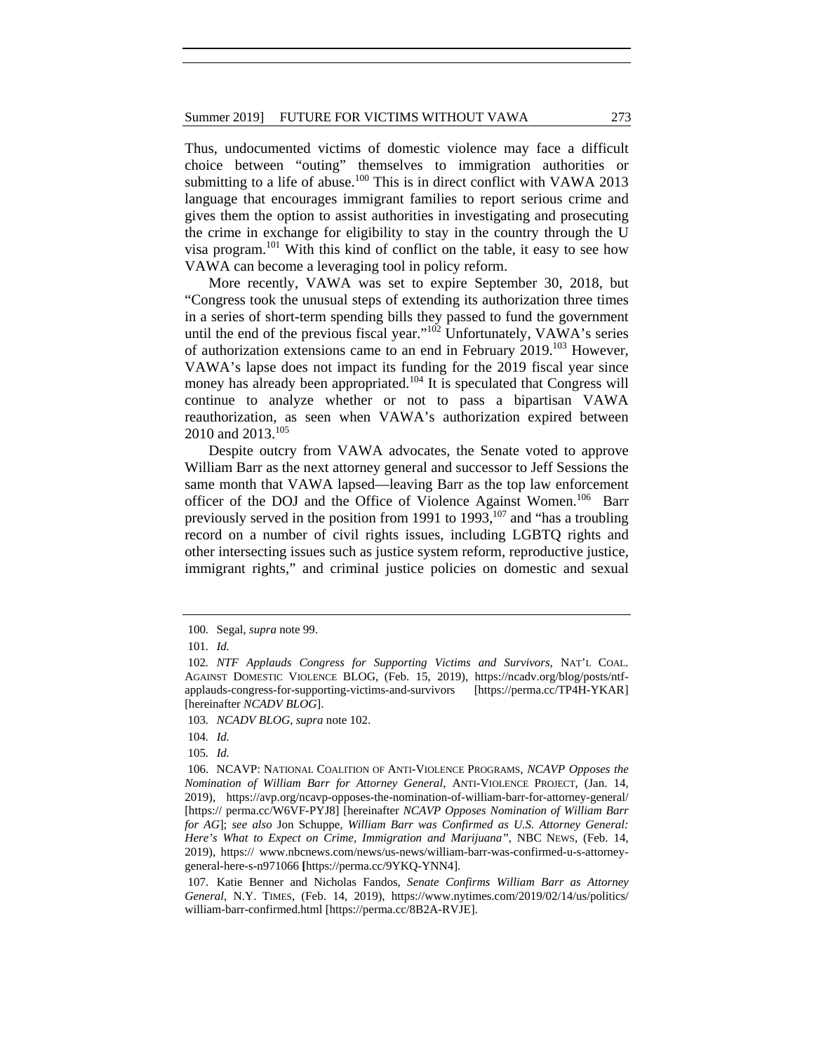Thus, undocumented victims of domestic violence may face a difficult choice between "outing" themselves to immigration authorities or submitting to a life of abuse.[100] This is in direct conflict with VAWA 2013 language that encourages immigrant families to report serious crime and gives them the option to assist authorities in investigating and prosecuting the crime in exchange for eligibility to stay in the country through the U visa program.[101] With this kind of conflict on the table, it easy to see how VAWA can become a leveraging tool in policy reform.

More recently, VAWA was set to expire September 30, 2018, but "Congress took the unusual steps of extending its authorization three times in a series of short-term spending bills they passed to fund the government until the end of the previous fiscal year."[102] Unfortunately, VAWA's series of authorization extensions came to an end in February 2019.[103] However, VAWA's lapse does not impact its funding for the 2019 fiscal year since money has already been appropriated.[104] It is speculated that Congress will continue to analyze whether or not to pass a bipartisan VAWA reauthorization, as seen when VAWA's authorization expired between 2010 and 2013.[105]

Despite outcry from VAWA advocates, the Senate voted to approve William Barr as the next attorney general and successor to Jeff Sessions the same month that VAWA lapsed—leaving Barr as the top law enforcement officer of the DOJ and the Office of Violence Against Women.[106] Barr previously served in the position from 1991 to 1993,[107] and "has a troubling record on a number of civil rights issues, including LGBTQ rights and other intersecting issues such as justice system reform, reproductive justice, immigrant rights," and criminal justice policies on domestic and sexual

---

100. Segal, *supra* note 99.

101. *Id.*

102. *NTF Applauds Congress for Supporting Victims and Survivors*, NAT'L COAL. AGAINST DOMESTIC VIOLENCE BLOG, (Feb. 15, 2019), https://ncadv.org/blog/posts/ntf-applauds-congress-for-supporting-victims-and-survivors [https://perma.cc/TP4H-YKAR] [hereinafter *NCADV BLOG*].

103. *NCADV BLOG*, *supra* note 102.

104. *Id.*

105. *Id.*

106. NCAVP: NATIONAL COALITION OF ANTI-VIOLENCE PROGRAMS, *NCAVP Opposes the Nomination of William Barr for Attorney General*, ANTI-VIOLENCE PROJECT, (Jan. 14, 2019), https://avp.org/ncavp-opposes-the-nomination-of-william-barr-for-attorney-general/ [https:// perma.cc/W6VF-PYJ8] [hereinafter *NCAVP Opposes Nomination of William Barr for AG*]; *see also* Jon Schuppe, *William Barr was Confirmed as U.S. Attorney General: Here's What to Expect on Crime, Immigration and Marijuana"*, NBC NEWS, (Feb. 14, 2019), https:// www.nbcnews.com/news/us-news/william-barr-was-confirmed-u-s-attorney-general-here-s-n971066 **[**https://perma.cc/9YKQ-YNN4].

107. Katie Benner and Nicholas Fandos, *Senate Confirms William Barr as Attorney General*, N.Y. TIMES, (Feb. 14, 2019), https://www.nytimes.com/2019/02/14/us/politics/ william-barr-confirmed.html [https://perma.cc/8B2A-RVJE].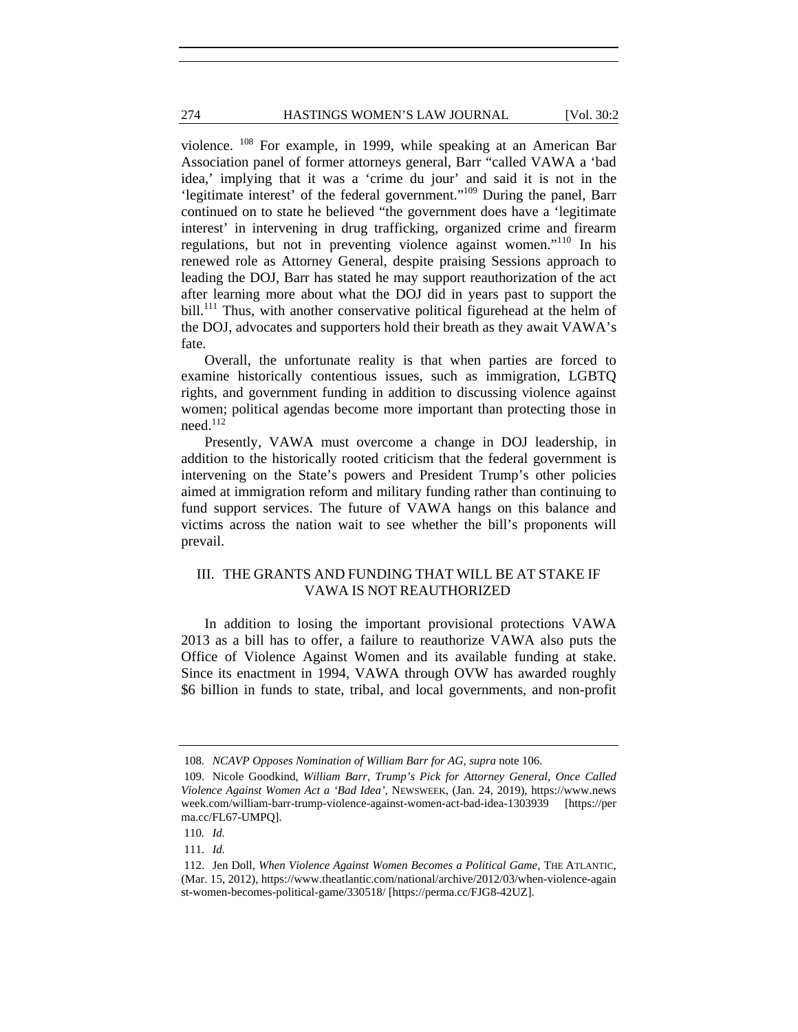violence. [108] For example, in 1999, while speaking at an American Bar Association panel of former attorneys general, Barr "called VAWA a 'bad idea,' implying that it was a 'crime du jour' and said it is not in the 'legitimate interest' of the federal government."[109] During the panel, Barr continued on to state he believed "the government does have a 'legitimate interest' in intervening in drug trafficking, organized crime and firearm regulations, but not in preventing violence against women."[110] In his renewed role as Attorney General, despite praising Sessions approach to leading the DOJ, Barr has stated he may support reauthorization of the act after learning more about what the DOJ did in years past to support the bill.[111] Thus, with another conservative political figurehead at the helm of the DOJ, advocates and supporters hold their breath as they await VAWA's fate.

Overall, the unfortunate reality is that when parties are forced to examine historically contentious issues, such as immigration, LGBTQ rights, and government funding in addition to discussing violence against women; political agendas become more important than protecting those in need.[112]

Presently, VAWA must overcome a change in DOJ leadership, in addition to the historically rooted criticism that the federal government is intervening on the State's powers and President Trump's other policies aimed at immigration reform and military funding rather than continuing to fund support services. The future of VAWA hangs on this balance and victims across the nation wait to see whether the bill's proponents will prevail.

## III. THE GRANTS AND FUNDING THAT WILL BE AT STAKE IF VAWA IS NOT REAUTHORIZED

In addition to losing the important provisional protections VAWA 2013 as a bill has to offer, a failure to reauthorize VAWA also puts the Office of Violence Against Women and its available funding at stake. Since its enactment in 1994, VAWA through OVW has awarded roughly $6 billion in funds to state, tribal, and local governments, and non-profit

---

108. *NCAVP Opposes Nomination of William Barr for AG*, *supra* note 106.

109. Nicole Goodkind, *William Barr, Trump's Pick for Attorney General, Once Called Violence Against Women Act a 'Bad Idea'*, NEWSWEEK, (Jan. 24, 2019), https://www.newsweek.com/william-barr-trump-violence-against-women-act-bad-idea-1303939 [https://perma.cc/FL67-UMPQ].

110. *Id.*

111. *Id.*

112. Jen Doll, *When Violence Against Women Becomes a Political Game*, THE ATLANTIC, (Mar. 15, 2012), https://www.theatlantic.com/national/archive/2012/03/when-violence-against-women-becomes-political-game/330518/ [https://perma.cc/FJG8-42UZ].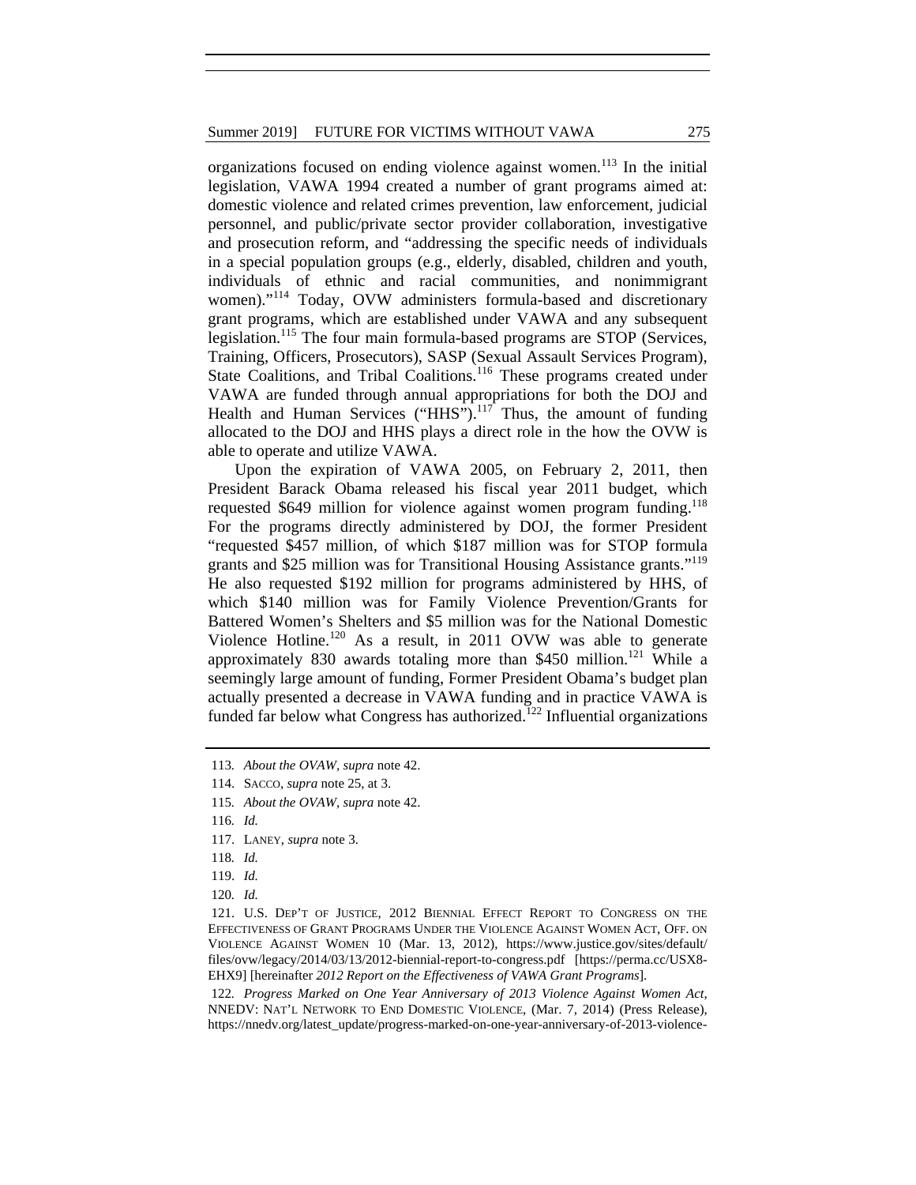organizations focused on ending violence against women.[113] In the initial legislation, VAWA 1994 created a number of grant programs aimed at: domestic violence and related crimes prevention, law enforcement, judicial personnel, and public/private sector provider collaboration, investigative and prosecution reform, and "addressing the specific needs of individuals in a special population groups (e.g., elderly, disabled, children and youth, individuals of ethnic and racial communities, and nonimmigrant women)."[114] Today, OVW administers formula-based and discretionary grant programs, which are established under VAWA and any subsequent legislation.[115] The four main formula-based programs are STOP (Services, Training, Officers, Prosecutors), SASP (Sexual Assault Services Program), State Coalitions, and Tribal Coalitions.[116] These programs created under VAWA are funded through annual appropriations for both the DOJ and Health and Human Services ("HHS").[117] Thus, the amount of funding allocated to the DOJ and HHS plays a direct role in the how the OVW is able to operate and utilize VAWA.

Upon the expiration of VAWA 2005, on February 2, 2011, then President Barack Obama released his fiscal year 2011 budget, which requested $649 million for violence against women program funding.[118] For the programs directly administered by DOJ, the former President "requested $457 million, of which $187 million was for STOP formula grants and $25 million was for Transitional Housing Assistance grants."[119] He also requested $192 million for programs administered by HHS, of which $140 million was for Family Violence Prevention/Grants for Battered Women's Shelters and $5 million was for the National Domestic Violence Hotline.[120] As a result, in 2011 OVW was able to generate approximately 830 awards totaling more than $450 million.[121] While a seemingly large amount of funding, Former President Obama's budget plan actually presented a decrease in VAWA funding and in practice VAWA is funded far below what Congress has authorized.[122] Influential organizations

---

113. *About the OVAW*, *supra* note 42.

114. SACCO, *supra* note 25, at 3.

115. *About the OVAW*, *supra* note 42.

116. *Id.*

117. LANEY, *supra* note 3.

118. *Id.*

119. *Id.*

120. *Id.*

121. U.S. DEP'T OF JUSTICE, 2012 BIENNIAL EFFECT REPORT TO CONGRESS ON THE EFFECTIVENESS OF GRANT PROGRAMS UNDER THE VIOLENCE AGAINST WOMEN ACT, OFF. ON VIOLENCE AGAINST WOMEN 10 (Mar. 13, 2012), https://www.justice.gov/sites/default/files/ovw/legacy/2014/03/13/2012-biennial-report-to-congress.pdf [https://perma.cc/USX8-EHX9] [hereinafter *2012 Report on the Effectiveness of VAWA Grant Programs*].

122. *Progress Marked on One Year Anniversary of 2013 Violence Against Women Act*, NNEDV: NAT'L NETWORK TO END DOMESTIC VIOLENCE, (Mar. 7, 2014) (Press Release), https://nnedv.org/latest_update/progress-marked-on-one-year-anniversary-of-2013-violence-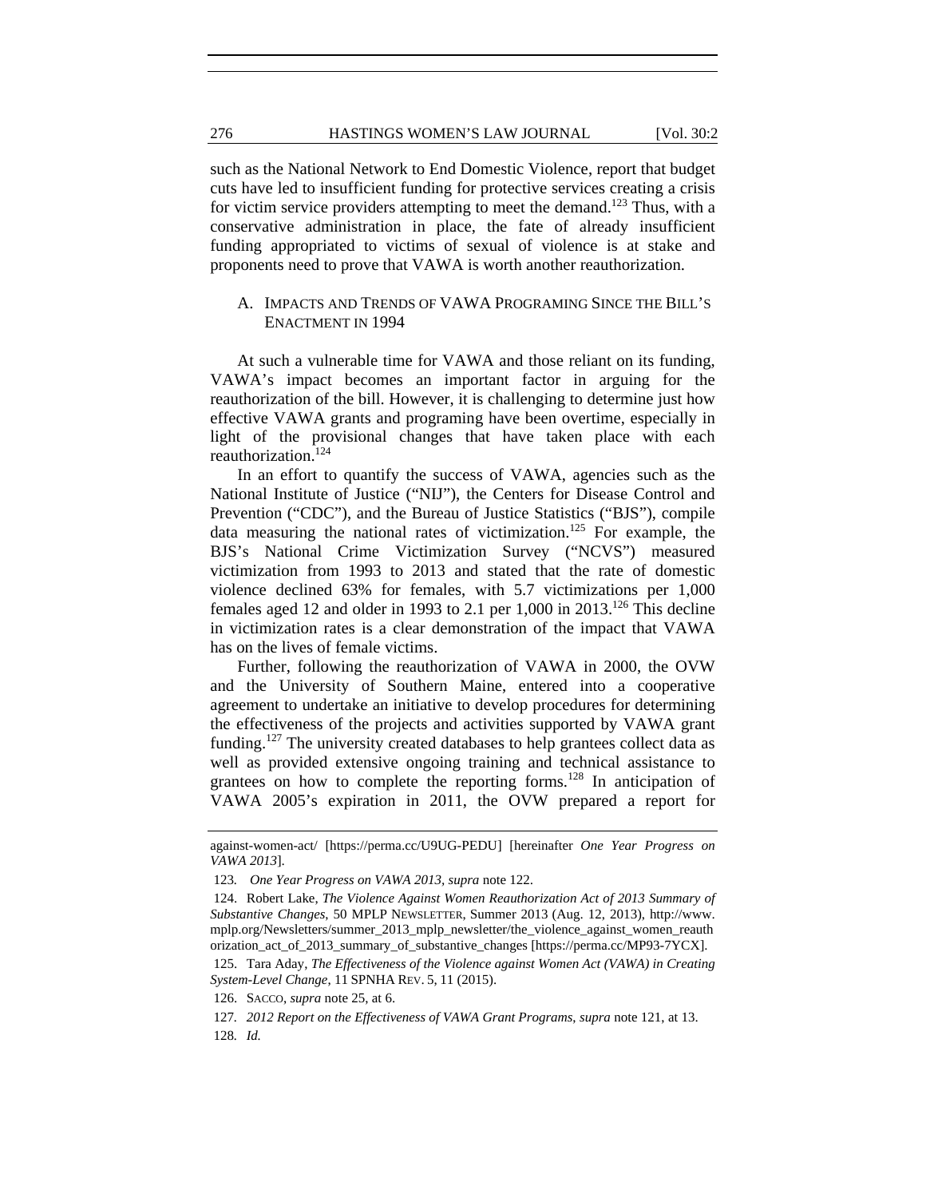such as the National Network to End Domestic Violence, report that budget cuts have led to insufficient funding for protective services creating a crisis for victim service providers attempting to meet the demand.[123] Thus, with a conservative administration in place, the fate of already insufficient funding appropriated to victims of sexual of violence is at stake and proponents need to prove that VAWA is worth another reauthorization.

### A. Impacts and Trends of VAWA Programing Since the Bill's Enactment in 1994

At such a vulnerable time for VAWA and those reliant on its funding, VAWA's impact becomes an important factor in arguing for the reauthorization of the bill. However, it is challenging to determine just how effective VAWA grants and programing have been overtime, especially in light of the provisional changes that have taken place with each reauthorization.[124]

In an effort to quantify the success of VAWA, agencies such as the National Institute of Justice ("NIJ"), the Centers for Disease Control and Prevention ("CDC"), and the Bureau of Justice Statistics ("BJS"), compile data measuring the national rates of victimization.[125] For example, the BJS's National Crime Victimization Survey ("NCVS") measured victimization from 1993 to 2013 and stated that the rate of domestic violence declined 63% for females, with 5.7 victimizations per 1,000 females aged 12 and older in 1993 to 2.1 per 1,000 in 2013.[126] This decline in victimization rates is a clear demonstration of the impact that VAWA has on the lives of female victims.

Further, following the reauthorization of VAWA in 2000, the OVW and the University of Southern Maine, entered into a cooperative agreement to undertake an initiative to develop procedures for determining the effectiveness of the projects and activities supported by VAWA grant funding.[127] The university created databases to help grantees collect data as well as provided extensive ongoing training and technical assistance to grantees on how to complete the reporting forms.[128] In anticipation of VAWA 2005's expiration in 2011, the OVW prepared a report for

---

against-women-act/ [https://perma.cc/U9UG-PEDU] [hereinafter *One Year Progress on VAWA 2013*].

123. *One Year Progress on VAWA 2013*, *supra* note 122.

124. Robert Lake, *The Violence Against Women Reauthorization Act of 2013 Summary of Substantive Changes*, 50 MPLP NEWSLETTER, Summer 2013 (Aug. 12, 2013), http://www.mplp.org/Newsletters/summer_2013_mplp_newsletter/the_violence_against_women_reauthorization_act_of_2013_summary_of_substantive_changes [https://perma.cc/MP93-7YCX].

125. Tara Aday, *The Effectiveness of the Violence against Women Act (VAWA) in Creating System-Level Change*, 11 SPNHA REV. 5, 11 (2015).

126. SACCO, *supra* note 25, at 6.

127. *2012 Report on the Effectiveness of VAWA Grant Programs*, *supra* note 121, at 13.

128. *Id.*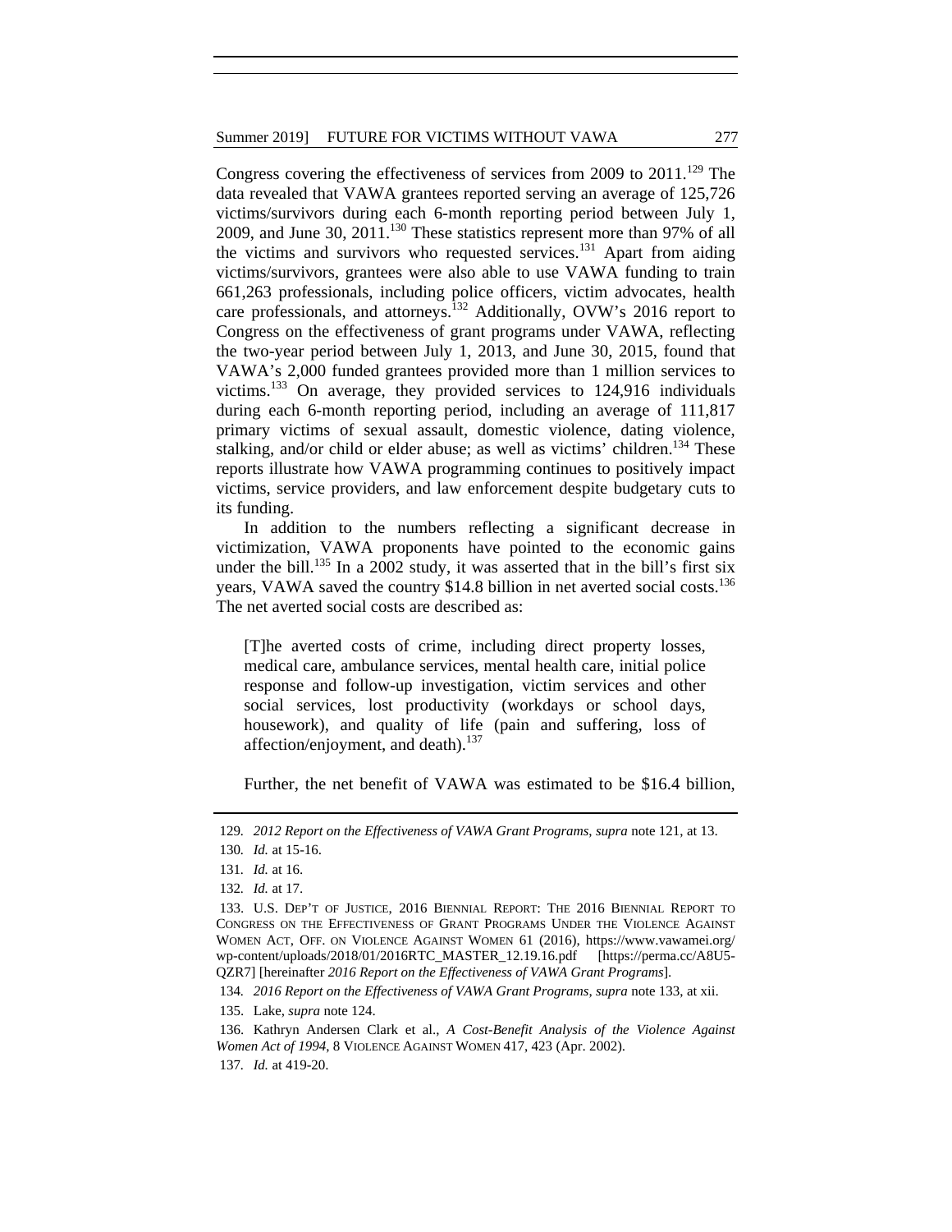Congress covering the effectiveness of services from 2009 to 2011.[129] The data revealed that VAWA grantees reported serving an average of 125,726 victims/survivors during each 6-month reporting period between July 1, 2009, and June 30, 2011.[130] These statistics represent more than 97% of all the victims and survivors who requested services.[131] Apart from aiding victims/survivors, grantees were also able to use VAWA funding to train 661,263 professionals, including police officers, victim advocates, health care professionals, and attorneys.[132] Additionally, OVW's 2016 report to Congress on the effectiveness of grant programs under VAWA, reflecting the two-year period between July 1, 2013, and June 30, 2015, found that VAWA's 2,000 funded grantees provided more than 1 million services to victims.[133] On average, they provided services to 124,916 individuals during each 6-month reporting period, including an average of 111,817 primary victims of sexual assault, domestic violence, dating violence, stalking, and/or child or elder abuse; as well as victims' children.[134] These reports illustrate how VAWA programming continues to positively impact victims, service providers, and law enforcement despite budgetary cuts to its funding.

In addition to the numbers reflecting a significant decrease in victimization, VAWA proponents have pointed to the economic gains under the bill.[135] In a 2002 study, it was asserted that in the bill's first six years, VAWA saved the country $14.8 billion in net averted social costs.[136] The net averted social costs are described as:

> [T]he averted costs of crime, including direct property losses, medical care, ambulance services, mental health care, initial police response and follow-up investigation, victim services and other social services, lost productivity (workdays or school days, housework), and quality of life (pain and suffering, loss of affection/enjoyment, and death).[137]

Further, the net benefit of VAWA was estimated to be $16.4 billion,

---

129. *2012 Report on the Effectiveness of VAWA Grant Programs*, *supra* note 121, at 13.

130. *Id.* at 15-16.

131. *Id.* at 16.

132. *Id.* at 17.

133. U.S. DEP'T OF JUSTICE, 2016 BIENNIAL REPORT: THE 2016 BIENNIAL REPORT TO CONGRESS ON THE EFFECTIVENESS OF GRANT PROGRAMS UNDER THE VIOLENCE AGAINST WOMEN ACT, OFF. ON VIOLENCE AGAINST WOMEN 61 (2016), https://www.vawamei.org/wp-content/uploads/2018/01/2016RTC_MASTER_12.19.16.pdf [https://perma.cc/A8U5-QZR7] [hereinafter *2016 Report on the Effectiveness of VAWA Grant Programs*].

134. *2016 Report on the Effectiveness of VAWA Grant Programs*, *supra* note 133, at xii.

135. Lake, *supra* note 124.

136. Kathryn Andersen Clark et al., *A Cost-Benefit Analysis of the Violence Against Women Act of 1994*, 8 VIOLENCE AGAINST WOMEN 417, 423 (Apr. 2002).

137. *Id.* at 419-20.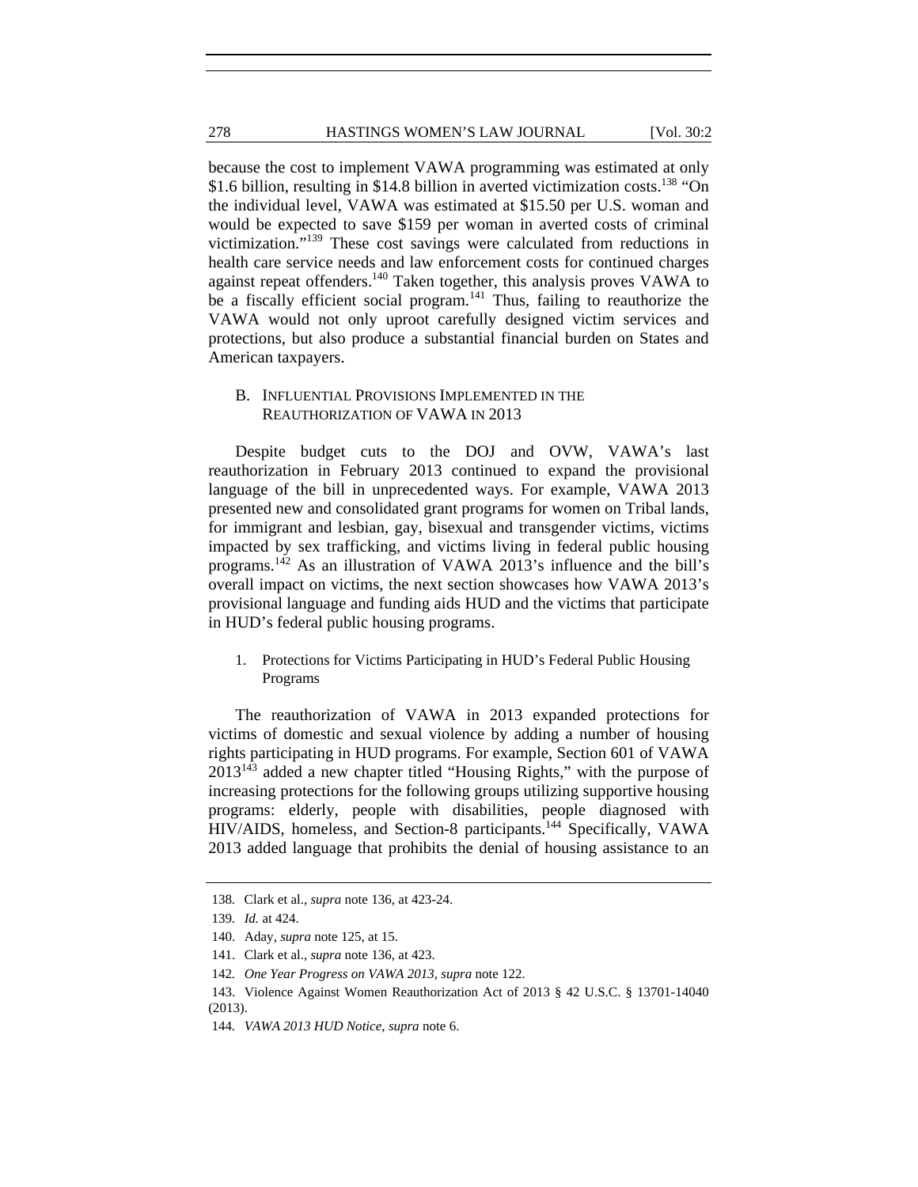because the cost to implement VAWA programming was estimated at only \$1.6 billion, resulting in \$14.8 billion in averted victimization costs.[138] "On the individual level, VAWA was estimated at \$15.50 per U.S. woman and would be expected to save \$159 per woman in averted costs of criminal victimization."[139] These cost savings were calculated from reductions in health care service needs and law enforcement costs for continued charges against repeat offenders.[140] Taken together, this analysis proves VAWA to be a fiscally efficient social program.[141] Thus, failing to reauthorize the VAWA would not only uproot carefully designed victim services and protections, but also produce a substantial financial burden on States and American taxpayers.

### B. Influential Provisions Implemented in the Reauthorization of VAWA in 2013

Despite budget cuts to the DOJ and OVW, VAWA's last reauthorization in February 2013 continued to expand the provisional language of the bill in unprecedented ways. For example, VAWA 2013 presented new and consolidated grant programs for women on Tribal lands, for immigrant and lesbian, gay, bisexual and transgender victims, victims impacted by sex trafficking, and victims living in federal public housing programs.[142] As an illustration of VAWA 2013's influence and the bill's overall impact on victims, the next section showcases how VAWA 2013's provisional language and funding aids HUD and the victims that participate in HUD's federal public housing programs.

#### 1. Protections for Victims Participating in HUD's Federal Public Housing Programs

The reauthorization of VAWA in 2013 expanded protections for victims of domestic and sexual violence by adding a number of housing rights participating in HUD programs. For example, Section 601 of VAWA 2013[143] added a new chapter titled "Housing Rights," with the purpose of increasing protections for the following groups utilizing supportive housing programs: elderly, people with disabilities, people diagnosed with HIV/AIDS, homeless, and Section-8 participants.[144] Specifically, VAWA 2013 added language that prohibits the denial of housing assistance to an

---

138. Clark et al., *supra* note 136, at 423-24.

139. *Id.* at 424.

140. Aday, *supra* note 125, at 15.

141. Clark et al., *supra* note 136, at 423.

142. *One Year Progress on VAWA 2013*, *supra* note 122.

143. Violence Against Women Reauthorization Act of 2013 § 42 U.S.C. § 13701-14040 (2013).

144. *VAWA 2013 HUD Notice*, *supra* note 6.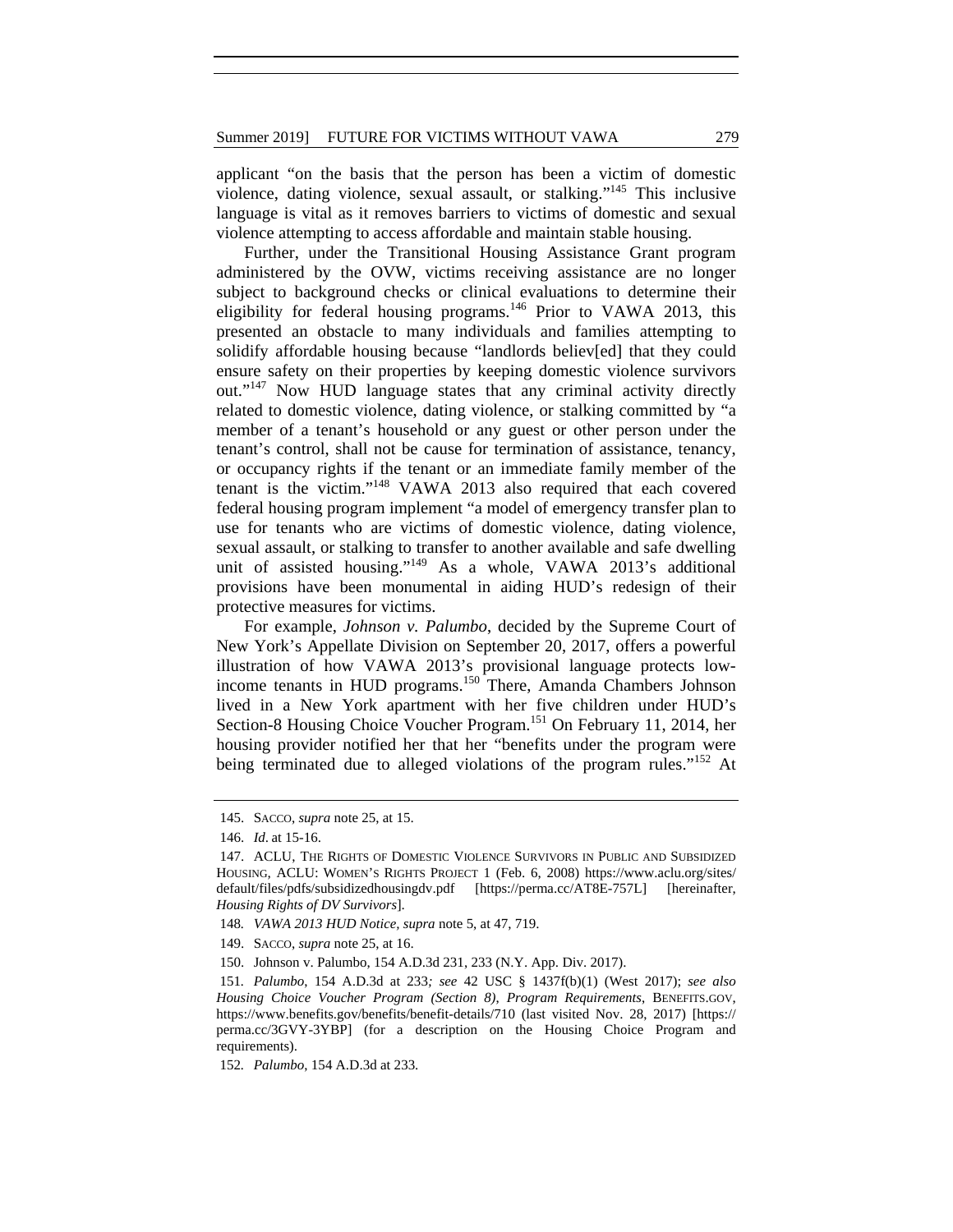applicant "on the basis that the person has been a victim of domestic violence, dating violence, sexual assault, or stalking."[145] This inclusive language is vital as it removes barriers to victims of domestic and sexual violence attempting to access affordable and maintain stable housing.

Further, under the Transitional Housing Assistance Grant program administered by the OVW, victims receiving assistance are no longer subject to background checks or clinical evaluations to determine their eligibility for federal housing programs.[146] Prior to VAWA 2013, this presented an obstacle to many individuals and families attempting to solidify affordable housing because "landlords believ[ed] that they could ensure safety on their properties by keeping domestic violence survivors out."[147] Now HUD language states that any criminal activity directly related to domestic violence, dating violence, or stalking committed by "a member of a tenant's household or any guest or other person under the tenant's control, shall not be cause for termination of assistance, tenancy, or occupancy rights if the tenant or an immediate family member of the tenant is the victim."[148] VAWA 2013 also required that each covered federal housing program implement "a model of emergency transfer plan to use for tenants who are victims of domestic violence, dating violence, sexual assault, or stalking to transfer to another available and safe dwelling unit of assisted housing."[149] As a whole, VAWA 2013's additional provisions have been monumental in aiding HUD's redesign of their protective measures for victims.

For example, *Johnson v. Palumbo*, decided by the Supreme Court of New York's Appellate Division on September 20, 2017, offers a powerful illustration of how VAWA 2013's provisional language protects low-income tenants in HUD programs.[150] There, Amanda Chambers Johnson lived in a New York apartment with her five children under HUD's Section-8 Housing Choice Voucher Program.[151] On February 11, 2014, her housing provider notified her that her "benefits under the program were being terminated due to alleged violations of the program rules."[152] At

---

145. SACCO, *supra* note 25, at 15.

146. *Id*. at 15-16.

147. ACLU, THE RIGHTS OF DOMESTIC VIOLENCE SURVIVORS IN PUBLIC AND SUBSIDIZED HOUSING, ACLU: WOMEN'S RIGHTS PROJECT 1 (Feb. 6, 2008) https://www.aclu.org/sites/default/files/pdfs/subsidizedhousingdv.pdf [https://perma.cc/AT8E-757L] [hereinafter, *Housing Rights of DV Survivors*].

148. *VAWA 2013 HUD Notice*, *supra* note 5, at 47, 719.

149. SACCO, *supra* note 25, at 16.

150. Johnson v. Palumbo, 154 A.D.3d 231, 233 (N.Y. App. Div. 2017).

151. *Palumbo*, 154 A.D.3d at 233*; see* 42 USC § 1437f(b)(1) (West 2017); *see also Housing Choice Voucher Program (Section 8), Program Requirements*, BENEFITS.GOV, https://www.benefits.gov/benefits/benefit-details/710 (last visited Nov. 28, 2017) [https://perma.cc/3GVY-3YBP] (for a description on the Housing Choice Program and requirements).

152. *Palumbo*, 154 A.D.3d at 233.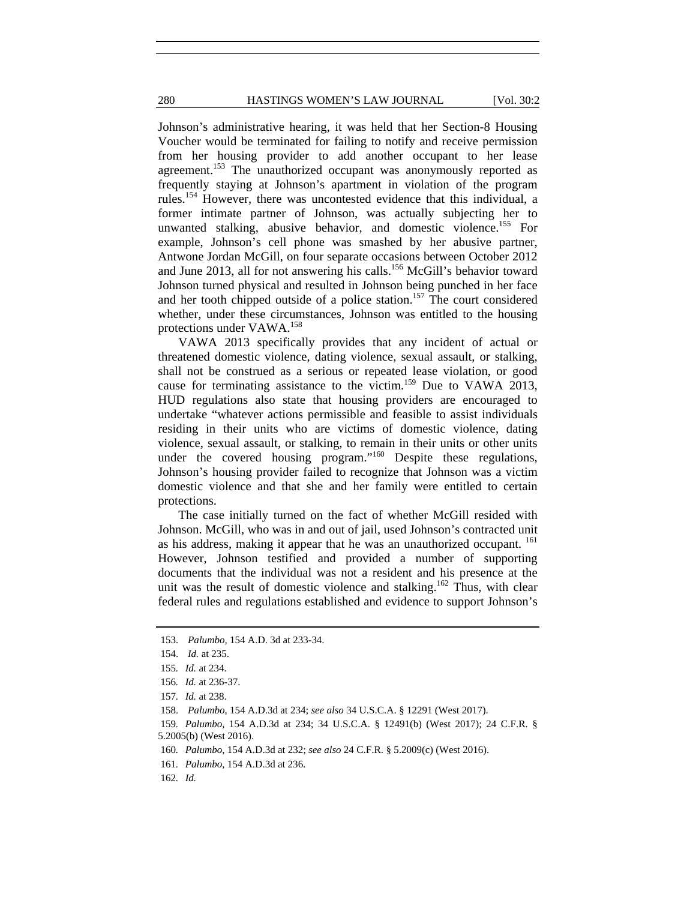Johnson's administrative hearing, it was held that her Section-8 Housing Voucher would be terminated for failing to notify and receive permission from her housing provider to add another occupant to her lease agreement.[153] The unauthorized occupant was anonymously reported as frequently staying at Johnson's apartment in violation of the program rules.[154] However, there was uncontested evidence that this individual, a former intimate partner of Johnson, was actually subjecting her to unwanted stalking, abusive behavior, and domestic violence.[155] For example, Johnson's cell phone was smashed by her abusive partner, Antwone Jordan McGill, on four separate occasions between October 2012 and June 2013, all for not answering his calls.[156] McGill's behavior toward Johnson turned physical and resulted in Johnson being punched in her face and her tooth chipped outside of a police station.[157] The court considered whether, under these circumstances, Johnson was entitled to the housing protections under VAWA.[158]

VAWA 2013 specifically provides that any incident of actual or threatened domestic violence, dating violence, sexual assault, or stalking, shall not be construed as a serious or repeated lease violation, or good cause for terminating assistance to the victim.[159] Due to VAWA 2013, HUD regulations also state that housing providers are encouraged to undertake "whatever actions permissible and feasible to assist individuals residing in their units who are victims of domestic violence, dating violence, sexual assault, or stalking, to remain in their units or other units under the covered housing program."[160] Despite these regulations, Johnson's housing provider failed to recognize that Johnson was a victim domestic violence and that she and her family were entitled to certain protections.

The case initially turned on the fact of whether McGill resided with Johnson. McGill, who was in and out of jail, used Johnson's contracted unit as his address, making it appear that he was an unauthorized occupant.[161] However, Johnson testified and provided a number of supporting documents that the individual was not a resident and his presence at the unit was the result of domestic violence and stalking.[162] Thus, with clear federal rules and regulations established and evidence to support Johnson's

---

153. *Palumbo*, 154 A.D. 3d at 233-34.

154. *Id.* at 235.

155. *Id.* at 234.

156. *Id.* at 236-37.

157. *Id.* at 238.

158. *Palumbo*, 154 A.D.3d at 234; *see also* 34 U.S.C.A. § 12291 (West 2017).

159. *Palumbo*, 154 A.D.3d at 234; 34 U.S.C.A. § 12491(b) (West 2017); 24 C.F.R. § 5.2005(b) (West 2016).

160. *Palumbo*, 154 A.D.3d at 232; *see also* 24 C.F.R. § 5.2009(c) (West 2016).

161. *Palumbo*, 154 A.D.3d at 236.

162. *Id.*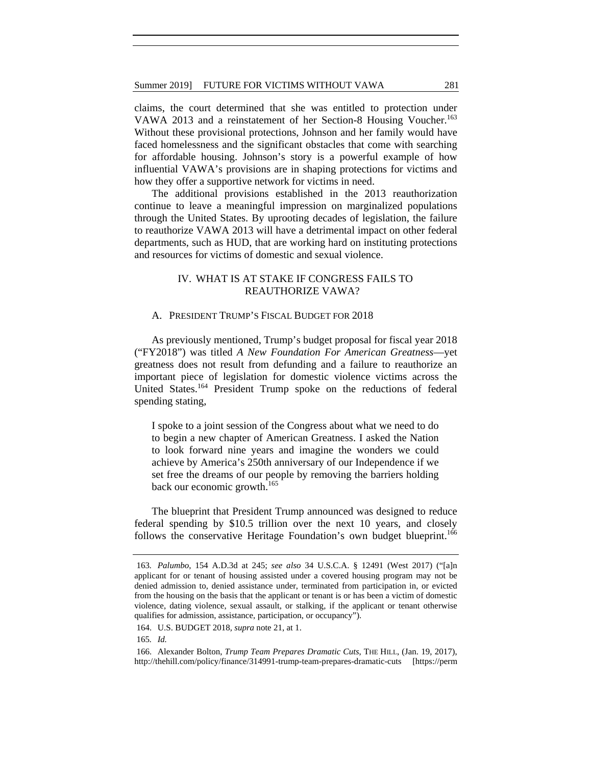claims, the court determined that she was entitled to protection under VAWA 2013 and a reinstatement of her Section-8 Housing Voucher.[163] Without these provisional protections, Johnson and her family would have faced homelessness and the significant obstacles that come with searching for affordable housing. Johnson's story is a powerful example of how influential VAWA's provisions are in shaping protections for victims and how they offer a supportive network for victims in need.

The additional provisions established in the 2013 reauthorization continue to leave a meaningful impression on marginalized populations through the United States. By uprooting decades of legislation, the failure to reauthorize VAWA 2013 will have a detrimental impact on other federal departments, such as HUD, that are working hard on instituting protections and resources for victims of domestic and sexual violence.

## IV. WHAT IS AT STAKE IF CONGRESS FAILS TO REAUTHORIZE VAWA?

### A. PRESIDENT TRUMP'S FISCAL BUDGET FOR 2018

As previously mentioned, Trump's budget proposal for fiscal year 2018 ("FY2018") was titled *A New Foundation For American Greatness*—yet greatness does not result from defunding and a failure to reauthorize an important piece of legislation for domestic violence victims across the United States.[164] President Trump spoke on the reductions of federal spending stating,

> I spoke to a joint session of the Congress about what we need to do to begin a new chapter of American Greatness. I asked the Nation to look forward nine years and imagine the wonders we could achieve by America's 250th anniversary of our Independence if we set free the dreams of our people by removing the barriers holding back our economic growth.[165]

The blueprint that President Trump announced was designed to reduce federal spending by $10.5 trillion over the next 10 years, and closely follows the conservative Heritage Foundation's own budget blueprint.[166]

---

163. *Palumbo*, 154 A.D.3d at 245; *see also* 34 U.S.C.A. § 12491 (West 2017) ("[a]n applicant for or tenant of housing assisted under a covered housing program may not be denied admission to, denied assistance under, terminated from participation in, or evicted from the housing on the basis that the applicant or tenant is or has been a victim of domestic violence, dating violence, sexual assault, or stalking, if the applicant or tenant otherwise qualifies for admission, assistance, participation, or occupancy").

164. U.S. BUDGET 2018, *supra* note 21, at 1.

165. *Id.*

166. Alexander Bolton, *Trump Team Prepares Dramatic Cuts*, THE HILL, (Jan. 19, 2017), http://thehill.com/policy/finance/314991-trump-team-prepares-dramatic-cuts [https://perm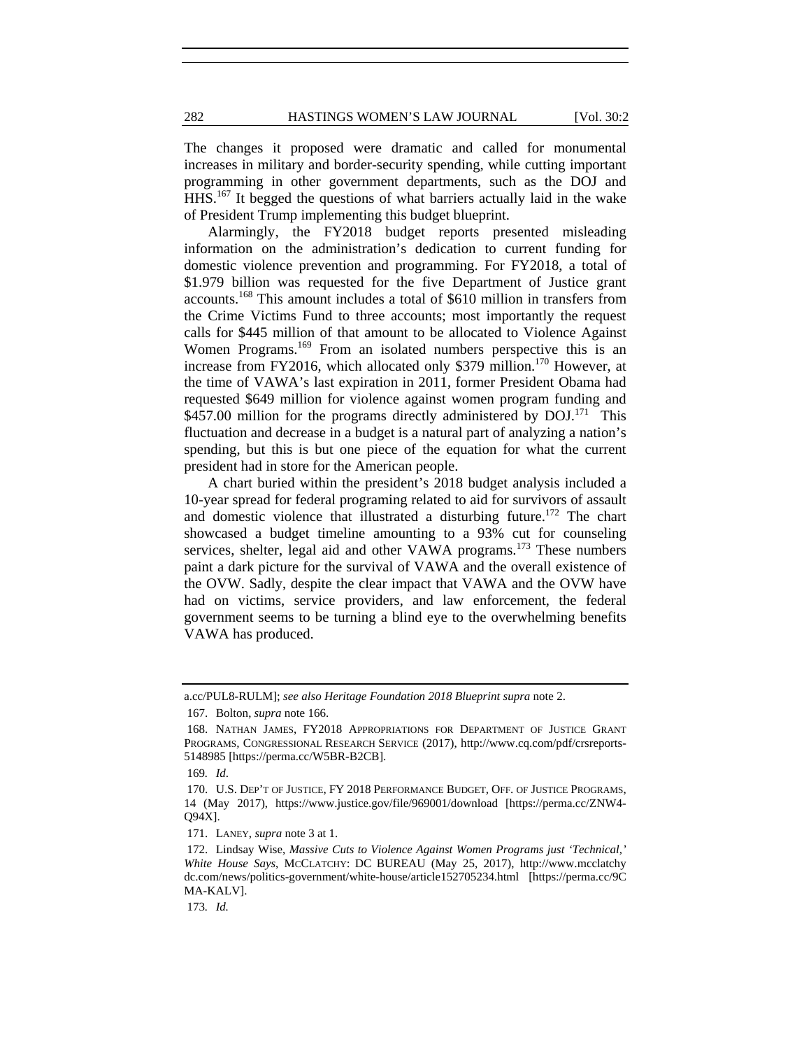The changes it proposed were dramatic and called for monumental increases in military and border-security spending, while cutting important programming in other government departments, such as the DOJ and HHS.[167] It begged the questions of what barriers actually laid in the wake of President Trump implementing this budget blueprint.

Alarmingly, the FY2018 budget reports presented misleading information on the administration's dedication to current funding for domestic violence prevention and programming. For FY2018, a total of $1.979 billion was requested for the five Department of Justice grant accounts.[168] This amount includes a total of $610 million in transfers from the Crime Victims Fund to three accounts; most importantly the request calls for $445 million of that amount to be allocated to Violence Against Women Programs.[169] From an isolated numbers perspective this is an increase from FY2016, which allocated only $379 million.[170] However, at the time of VAWA's last expiration in 2011, former President Obama had requested $649 million for violence against women program funding and $457.00 million for the programs directly administered by DOJ.[171] This fluctuation and decrease in a budget is a natural part of analyzing a nation's spending, but this is but one piece of the equation for what the current president had in store for the American people.

A chart buried within the president's 2018 budget analysis included a 10-year spread for federal programing related to aid for survivors of assault and domestic violence that illustrated a disturbing future.[172] The chart showcased a budget timeline amounting to a 93% cut for counseling services, shelter, legal aid and other VAWA programs.[173] These numbers paint a dark picture for the survival of VAWA and the overall existence of the OVW. Sadly, despite the clear impact that VAWA and the OVW have had on victims, service providers, and law enforcement, the federal government seems to be turning a blind eye to the overwhelming benefits VAWA has produced.

---

a.cc/PUL8-RULM]; *see also Heritage Foundation 2018 Blueprint supra* note 2.

167. Bolton, *supra* note 166.

168. NATHAN JAMES, FY2018 APPROPRIATIONS FOR DEPARTMENT OF JUSTICE GRANT PROGRAMS, CONGRESSIONAL RESEARCH SERVICE (2017), http://www.cq.com/pdf/crsreports-5148985 [https://perma.cc/W5BR-B2CB].

169. *Id*.

170. U.S. DEP'T OF JUSTICE, FY 2018 PERFORMANCE BUDGET, OFF. OF JUSTICE PROGRAMS, 14 (May 2017), https://www.justice.gov/file/969001/download [https://perma.cc/ZNW4-Q94X].

171. LANEY, *supra* note 3 at 1.

172. Lindsay Wise, *Massive Cuts to Violence Against Women Programs just 'Technical,' White House Says*, MCCLATCHY: DC BUREAU (May 25, 2017), http://www.mcclatchydc.com/news/politics-government/white-house/article152705234.html [https://perma.cc/9CMA-KALV].

173. *Id.*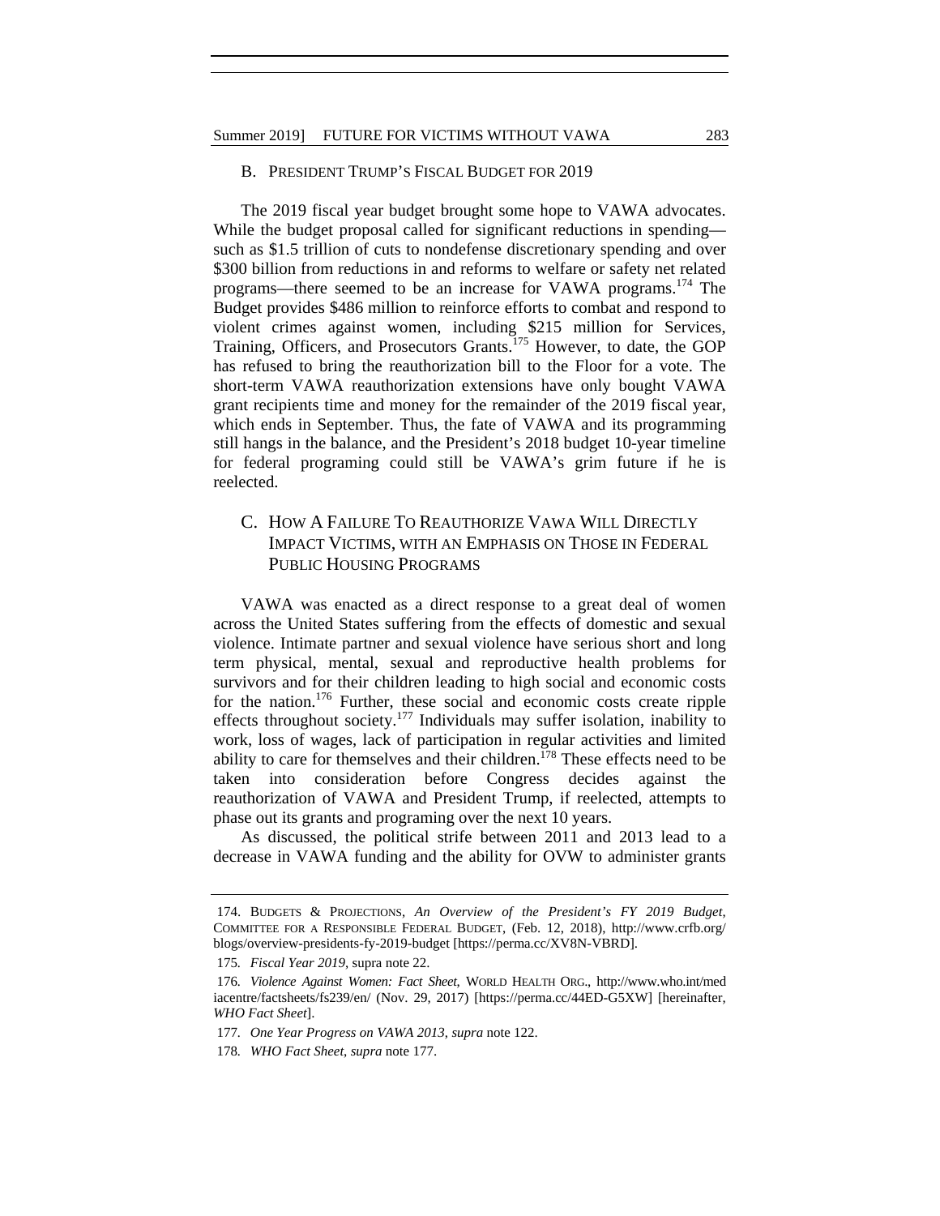### B. PRESIDENT TRUMP'S FISCAL BUDGET FOR 2019

The 2019 fiscal year budget brought some hope to VAWA advocates. While the budget proposal called for significant reductions in spending—such as \$1.5 trillion of cuts to nondefense discretionary spending and over \$300 billion from reductions in and reforms to welfare or safety net related programs—there seemed to be an increase for VAWA programs.[174] The Budget provides \$486 million to reinforce efforts to combat and respond to violent crimes against women, including \$215 million for Services, Training, Officers, and Prosecutors Grants.[175] However, to date, the GOP has refused to bring the reauthorization bill to the Floor for a vote. The short-term VAWA reauthorization extensions have only bought VAWA grant recipients time and money for the remainder of the 2019 fiscal year, which ends in September. Thus, the fate of VAWA and its programming still hangs in the balance, and the President's 2018 budget 10-year timeline for federal programing could still be VAWA's grim future if he is reelected.

### C. HOW A FAILURE TO REAUTHORIZE VAWA WILL DIRECTLY IMPACT VICTIMS, WITH AN EMPHASIS ON THOSE IN FEDERAL PUBLIC HOUSING PROGRAMS

VAWA was enacted as a direct response to a great deal of women across the United States suffering from the effects of domestic and sexual violence. Intimate partner and sexual violence have serious short and long term physical, mental, sexual and reproductive health problems for survivors and for their children leading to high social and economic costs for the nation.[176] Further, these social and economic costs create ripple effects throughout society.[177] Individuals may suffer isolation, inability to work, loss of wages, lack of participation in regular activities and limited ability to care for themselves and their children.[178] These effects need to be taken into consideration before Congress decides against the reauthorization of VAWA and President Trump, if reelected, attempts to phase out its grants and programing over the next 10 years.

As discussed, the political strife between 2011 and 2013 lead to a decrease in VAWA funding and the ability for OVW to administer grants

---

174. BUDGETS & PROJECTIONS, *An Overview of the President's FY 2019 Budget*, COMMITTEE FOR A RESPONSIBLE FEDERAL BUDGET, (Feb. 12, 2018), http://www.crfb.org/blogs/overview-presidents-fy-2019-budget [https://perma.cc/XV8N-VBRD].

175. *Fiscal Year 2019*, supra note 22.

176. *Violence Against Women: Fact Sheet*, WORLD HEALTH ORG., http://www.who.int/mediacentre/factsheets/fs239/en/ (Nov. 29, 2017) [https://perma.cc/44ED-G5XW] [hereinafter, *WHO Fact Sheet*].

177. *One Year Progress on VAWA 2013*, *supra* note 122.

178. *WHO Fact Sheet*, *supra* note 177.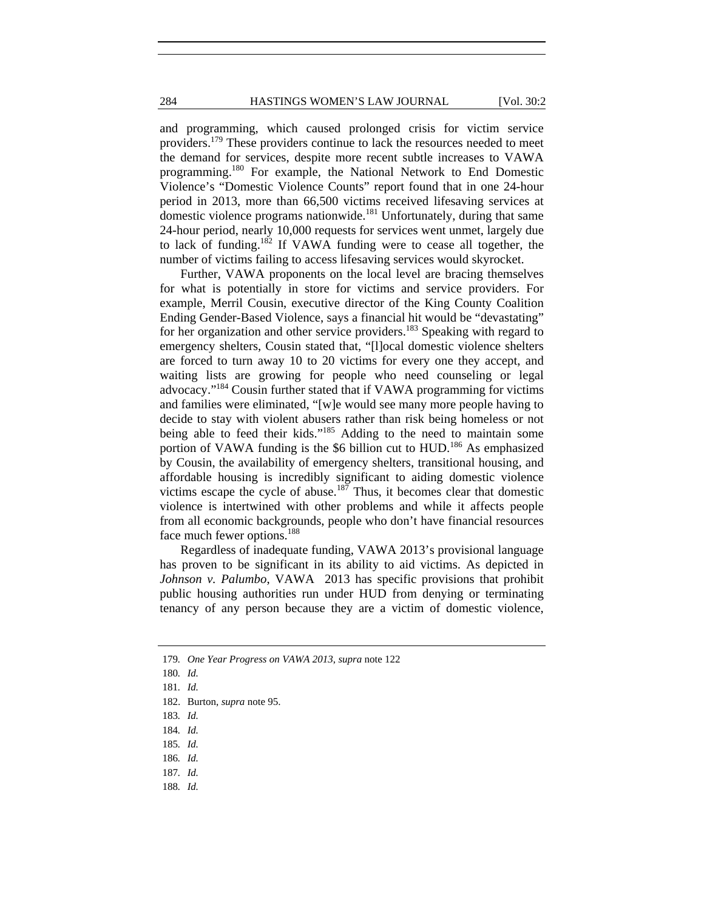and programming, which caused prolonged crisis for victim service providers.[179] These providers continue to lack the resources needed to meet the demand for services, despite more recent subtle increases to VAWA programming.[180] For example, the National Network to End Domestic Violence's "Domestic Violence Counts" report found that in one 24-hour period in 2013, more than 66,500 victims received lifesaving services at domestic violence programs nationwide.[181] Unfortunately, during that same 24-hour period, nearly 10,000 requests for services went unmet, largely due to lack of funding.[182] If VAWA funding were to cease all together, the number of victims failing to access lifesaving services would skyrocket.

Further, VAWA proponents on the local level are bracing themselves for what is potentially in store for victims and service providers. For example, Merril Cousin, executive director of the King County Coalition Ending Gender-Based Violence, says a financial hit would be "devastating" for her organization and other service providers.[183] Speaking with regard to emergency shelters, Cousin stated that, "[l]ocal domestic violence shelters are forced to turn away 10 to 20 victims for every one they accept, and waiting lists are growing for people who need counseling or legal advocacy."[184] Cousin further stated that if VAWA programming for victims and families were eliminated, "[w]e would see many more people having to decide to stay with violent abusers rather than risk being homeless or not being able to feed their kids."[185] Adding to the need to maintain some portion of VAWA funding is the $6 billion cut to HUD.[186] As emphasized by Cousin, the availability of emergency shelters, transitional housing, and affordable housing is incredibly significant to aiding domestic violence victims escape the cycle of abuse.[187] Thus, it becomes clear that domestic violence is intertwined with other problems and while it affects people from all economic backgrounds, people who don't have financial resources face much fewer options.[188]

Regardless of inadequate funding, VAWA 2013's provisional language has proven to be significant in its ability to aid victims. As depicted in *Johnson v. Palumbo*, VAWA 2013 has specific provisions that prohibit public housing authorities run under HUD from denying or terminating tenancy of any person because they are a victim of domestic violence,

---

179. *One Year Progress on VAWA 2013*, *supra* note 122

180. *Id.*

181. *Id.*

182. Burton, *supra* note 95.

183. *Id.*

184. *Id.*

185. *Id.*

186. *Id.*

187. *Id.*

188. *Id.*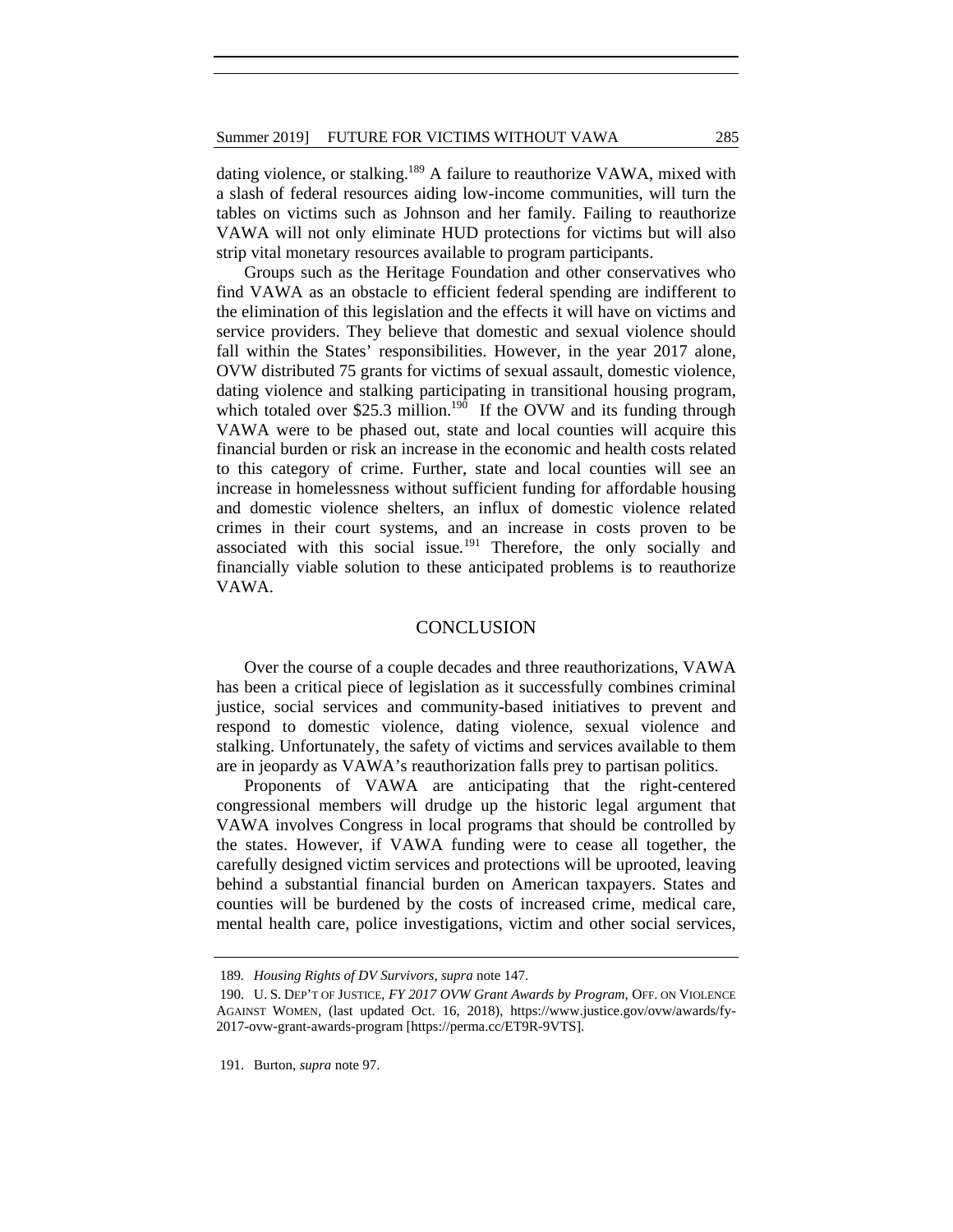dating violence, or stalking.[189] A failure to reauthorize VAWA, mixed with a slash of federal resources aiding low-income communities, will turn the tables on victims such as Johnson and her family. Failing to reauthorize VAWA will not only eliminate HUD protections for victims but will also strip vital monetary resources available to program participants.

Groups such as the Heritage Foundation and other conservatives who find VAWA as an obstacle to efficient federal spending are indifferent to the elimination of this legislation and the effects it will have on victims and service providers. They believe that domestic and sexual violence should fall within the States' responsibilities. However, in the year 2017 alone, OVW distributed 75 grants for victims of sexual assault, domestic violence, dating violence and stalking participating in transitional housing program, which totaled over $25.3 million.[190] If the OVW and its funding through VAWA were to be phased out, state and local counties will acquire this financial burden or risk an increase in the economic and health costs related to this category of crime. Further, state and local counties will see an increase in homelessness without sufficient funding for affordable housing and domestic violence shelters, an influx of domestic violence related crimes in their court systems, and an increase in costs proven to be associated with this social issue.[191] Therefore, the only socially and financially viable solution to these anticipated problems is to reauthorize VAWA.

## CONCLUSION

Over the course of a couple decades and three reauthorizations, VAWA has been a critical piece of legislation as it successfully combines criminal justice, social services and community-based initiatives to prevent and respond to domestic violence, dating violence, sexual violence and stalking. Unfortunately, the safety of victims and services available to them are in jeopardy as VAWA's reauthorization falls prey to partisan politics.

Proponents of VAWA are anticipating that the right-centered congressional members will drudge up the historic legal argument that VAWA involves Congress in local programs that should be controlled by the states. However, if VAWA funding were to cease all together, the carefully designed victim services and protections will be uprooted, leaving behind a substantial financial burden on American taxpayers. States and counties will be burdened by the costs of increased crime, medical care, mental health care, police investigations, victim and other social services,

---

189. *Housing Rights of DV Survivors*, *supra* note 147.

190. U. S. DEP'T OF JUSTICE, *FY 2017 OVW Grant Awards by Program*, OFF. ON VIOLENCE AGAINST WOMEN, (last updated Oct. 16, 2018), https://www.justice.gov/ovw/awards/fy-2017-ovw-grant-awards-program [https://perma.cc/ET9R-9VTS].

191. Burton, *supra* note 97.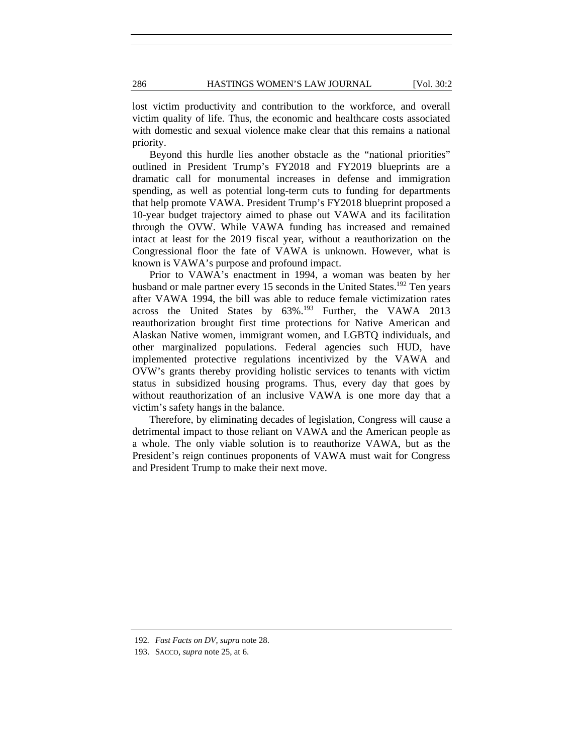lost victim productivity and contribution to the workforce, and overall victim quality of life. Thus, the economic and healthcare costs associated with domestic and sexual violence make clear that this remains a national priority.

Beyond this hurdle lies another obstacle as the "national priorities" outlined in President Trump's FY2018 and FY2019 blueprints are a dramatic call for monumental increases in defense and immigration spending, as well as potential long-term cuts to funding for departments that help promote VAWA. President Trump's FY2018 blueprint proposed a 10-year budget trajectory aimed to phase out VAWA and its facilitation through the OVW. While VAWA funding has increased and remained intact at least for the 2019 fiscal year, without a reauthorization on the Congressional floor the fate of VAWA is unknown. However, what is known is VAWA's purpose and profound impact.

Prior to VAWA's enactment in 1994, a woman was beaten by her husband or male partner every 15 seconds in the United States.[192] Ten years after VAWA 1994, the bill was able to reduce female victimization rates across the United States by 63%.[193] Further, the VAWA 2013 reauthorization brought first time protections for Native American and Alaskan Native women, immigrant women, and LGBTQ individuals, and other marginalized populations. Federal agencies such HUD, have implemented protective regulations incentivized by the VAWA and OVW's grants thereby providing holistic services to tenants with victim status in subsidized housing programs. Thus, every day that goes by without reauthorization of an inclusive VAWA is one more day that a victim's safety hangs in the balance.

Therefore, by eliminating decades of legislation, Congress will cause a detrimental impact to those reliant on VAWA and the American people as a whole. The only viable solution is to reauthorize VAWA, but as the President's reign continues proponents of VAWA must wait for Congress and President Trump to make their next move.

---

192. *Fast Facts on DV*, *supra* note 28.

193. SACCO, *supra* note 25, at 6.